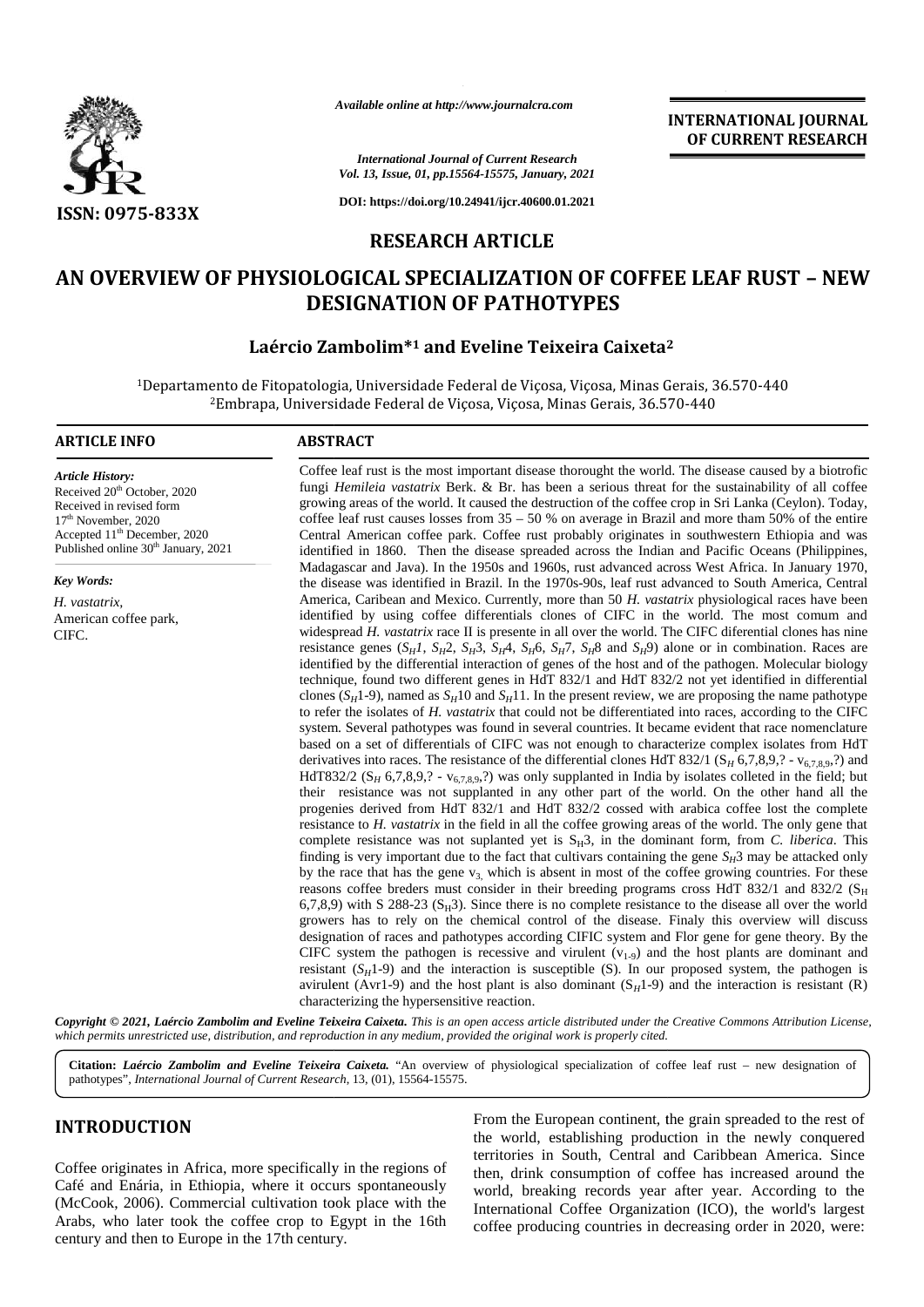*Available online at http://www.journalcra.com*

*International Journal of Current Research*
*Vol. 13, Issue, 01, pp.15564-15575, January, 2021*

**DOI: https://doi.org/10.24941/ijcr.40600.01.2021**

**INTERNATIONAL JOURNAL OF CURRENT RESEARCH**

**ISSN: 0975-833X**

## RESEARCH ARTICLE

# AN OVERVIEW OF PHYSIOLOGICAL SPECIALIZATION OF COFFEE LEAF RUST – NEW DESIGNATION OF PATHOTYPES

**Laércio Zambolim*[1] and Eveline Teixeira Caixeta[2]**

[1]Departamento de Fitopatologia, Universidade Federal de Viçosa, Viçosa, Minas Gerais, 36.570-440
[2]Embrapa, Universidade Federal de Viçosa, Viçosa, Minas Gerais, 36.570-440

### ARTICLE INFO

*Article History:*
Received 20th October, 2020
Received in revised form
17th November, 2020
Accepted 11th December, 2020
Published online 30th January, 2021

*Key Words:*
*H. vastatrix,*
American coffee park,
CIFC.

### ABSTRACT

Coffee leaf rust is the most important disease thorought the world. The disease caused by a biotrofic fungi *Hemileia vastatrix* Berk. & Br. has been a serious threat for the sustainability of all coffee growing areas of the world. It caused the destruction of the coffee crop in Sri Lanka (Ceylon). Today, coffee leaf rust causes losses from 35 – 50 % on average in Brazil and more tham 50% of the entire Central American coffee park. Coffee rust probably originates in southwestern Ethiopia and was identified in 1860. Then the disease spreaded across the Indian and Pacific Oceans (Philippines, Madagascar and Java). In the 1950s and 1960s, rust advanced across West Africa. In January 1970, the disease was identified in Brazil. In the 1970s-90s, leaf rust advanced to South America, Central America, Caribean and Mexico. Currently, more than 50 *H. vastatrix* physiological races have been identified by using coffee differentials clones of CIFC in the world. The most comum and widespread *H. vastatrix* race II is presente in all over the world. The CIFC diferential clones has nine resistance genes ($S_H1$, $S_H2$, $S_H3$, $S_H4$, $S_H6$, $S_H7$, $S_H8$ and $S_H9$) alone or in combination. Races are identified by the differential interaction of genes of the host and of the pathogen. Molecular biology technique, found two different genes in HdT 832/1 and HdT 832/2 not yet identified in differential clones ($S_H1$-9), named as $S_H10$ and $S_H11$. In the present review, we are proposing the name pathotype to refer the isolates of *H. vastatrix* that could not be differentiated into races, according to the CIFC system. Several pathotypes was found in several countries. It became evident that race nomenclature based on a set of differentials of CIFC was not enough to characterize complex isolates from HdT derivatives into races. The resistance of the differential clones HdT 832/1 ($S_H$ 6,7,8,9,? - $v_{6,7,8,9,}$?) and HdT832/2 ($S_H$ 6,7,8,9,? - $v_{6,7,8,9,}$?) was only supplanted in India by isolates colleted in the field; but their resistance was not supplanted in any other part of the world. On the other hand all the progenies derived from HdT 832/1 and HdT 832/2 cossed with arabica coffee lost the complete resistance to *H. vastatrix* in the field in all the coffee growing areas of the world. The only gene that complete resistance was not suplanted yet is $S_H3$, in the dominant form, from *C. liberica*. This finding is very important due to the fact that cultivars containing the gene $S_H3$ may be attacked only by the race that has the gene $v_3$, which is absent in most of the coffee growing countries. For these reasons coffee breders must consider in their breeding programs cross HdT 832/1 and 832/2 ($S_H$ 6,7,8,9) with S 288-23 ($S_H3$). Since there is no complete resistance to the disease all over the world growers has to rely on the chemical control of the disease. Finaly this overview will discuss designation of races and pathotypes according CIFIC system and Flor gene for gene theory. By the CIFC system the pathogen is recessive and virulent ($v_{1\text{-}9}$) and the host plants are dominant and resistant ($S_H1$-9) and the interaction is susceptible (S). In our proposed system, the pathogen is avirulent (Avr1-9) and the host plant is also dominant ($S_H1$-9) and the interaction is resistant (R) characterizing the hypersensitive reaction.

*Copyright © 2021, Laércio Zambolim and Eveline Teixeira Caixeta. This is an open access article distributed under the Creative Commons Attribution License, which permits unrestricted use, distribution, and reproduction in any medium, provided the original work is properly cited.*

**Citation:** ***Laércio Zambolim and Eveline Teixeira Caixeta.*** "An overview of physiological specialization of coffee leaf rust – new designation of pathotypes", *International Journal of Current Research*, 13, (01), 15564-15575.

## INTRODUCTION

Coffee originates in Africa, more specifically in the regions of Café and Enária, in Ethiopia, where it occurs spontaneously (McCook, 2006). Commercial cultivation took place with the Arabs, who later took the coffee crop to Egypt in the 16th century and then to Europe in the 17th century. From the European continent, the grain spreaded to the rest of the world, establishing production in the newly conquered territories in South, Central and Caribbean America. Since then, drink consumption of coffee has increased around the world, breaking records year after year. According to the International Coffee Organization (ICO), the world's largest coffee producing countries in decreasing order in 2020, were: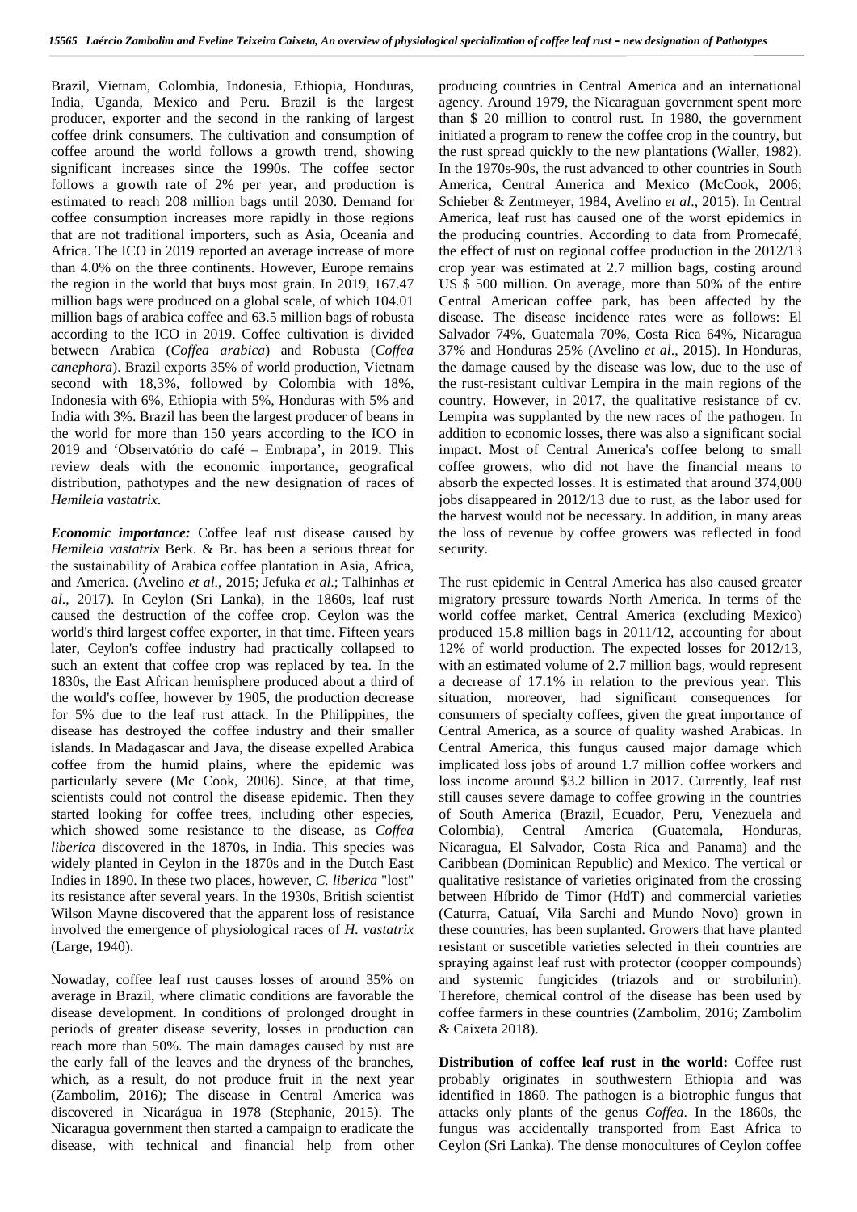Brazil, Vietnam, Colombia, Indonesia, Ethiopia, Honduras, India, Uganda, Mexico and Peru. Brazil is the largest producer, exporter and the second in the ranking of largest coffee drink consumers. The cultivation and consumption of coffee around the world follows a growth trend, showing significant increases since the 1990s. The coffee sector follows a growth rate of 2% per year, and production is estimated to reach 208 million bags until 2030. Demand for coffee consumption increases more rapidly in those regions that are not traditional importers, such as Asia, Oceania and Africa. The ICO in 2019 reported an average increase of more than 4.0% on the three continents. However, Europe remains the region in the world that buys most grain. In 2019, 167.47 million bags were produced on a global scale, of which 104.01 million bags of arabica coffee and 63.5 million bags of robusta according to the ICO in 2019. Coffee cultivation is divided between Arabica (*Coffea arabica*) and Robusta (*Coffea canephora*). Brazil exports 35% of world production, Vietnam second with 18,3%, followed by Colombia with 18%, Indonesia with 6%, Ethiopia with 5%, Honduras with 5% and India with 3%. Brazil has been the largest producer of beans in the world for more than 150 years according to the ICO in 2019 and 'Observatório do café – Embrapa', in 2019. This review deals with the economic importance, geografical distribution, pathotypes and the new designation of races of *Hemileia vastatrix.*

***Economic importance:*** Coffee leaf rust disease caused by *Hemileia vastatrix* Berk. & Br. has been a serious threat for the sustainability of Arabica coffee plantation in Asia, Africa, and America. (Avelino *et al*., 2015; Jefuka *et al*.; Talhinhas *et al*., 2017). In Ceylon (Sri Lanka), in the 1860s, leaf rust caused the destruction of the coffee crop. Ceylon was the world's third largest coffee exporter, in that time. Fifteen years later, Ceylon's coffee industry had practically collapsed to such an extent that coffee crop was replaced by tea. In the 1830s, the East African hemisphere produced about a third of the world's coffee, however by 1905, the production decrease for 5% due to the leaf rust attack. In the Philippines, the disease has destroyed the coffee industry and their smaller islands. In Madagascar and Java, the disease expelled Arabica coffee from the humid plains, where the epidemic was particularly severe (Mc Cook, 2006). Since, at that time, scientists could not control the disease epidemic. Then they started looking for coffee trees, including other especies, which showed some resistance to the disease, as *Coffea liberica* discovered in the 1870s, in India. This species was widely planted in Ceylon in the 1870s and in the Dutch East Indies in 1890. In these two places, however, *C. liberica* "lost" its resistance after several years. In the 1930s, British scientist Wilson Mayne discovered that the apparent loss of resistance involved the emergence of physiological races of *H. vastatrix* (Large, 1940).

Nowaday, coffee leaf rust causes losses of around 35% on average in Brazil, where climatic conditions are favorable the disease development. In conditions of prolonged drought in periods of greater disease severity, losses in production can reach more than 50%. The main damages caused by rust are the early fall of the leaves and the dryness of the branches, which, as a result, do not produce fruit in the next year (Zambolim, 2016); The disease in Central America was discovered in Nicarágua in 1978 (Stephanie, 2015). The Nicaragua government then started a campaign to eradicate the disease, with technical and financial help from other producing countries in Central America and an international agency. Around 1979, the Nicaraguan government spent more than $ 20 million to control rust. In 1980, the government initiated a program to renew the coffee crop in the country, but the rust spread quickly to the new plantations (Waller, 1982). In the 1970s-90s, the rust advanced to other countries in South America, Central America and Mexico (McCook, 2006; Schieber & Zentmeyer, 1984, Avelino *et al*., 2015). In Central America, leaf rust has caused one of the worst epidemics in the producing countries. According to data from Promecafé, the effect of rust on regional coffee production in the 2012/13 crop year was estimated at 2.7 million bags, costing around US $ 500 million. On average, more than 50% of the entire Central American coffee park, has been affected by the disease. The disease incidence rates were as follows: El Salvador 74%, Guatemala 70%, Costa Rica 64%, Nicaragua 37% and Honduras 25% (Avelino *et al*., 2015). In Honduras, the damage caused by the disease was low, due to the use of the rust-resistant cultivar Lempira in the main regions of the country. However, in 2017, the qualitative resistance of cv. Lempira was supplanted by the new races of the pathogen. In addition to economic losses, there was also a significant social impact. Most of Central America's coffee belong to small coffee growers, who did not have the financial means to absorb the expected losses. It is estimated that around 374,000 jobs disappeared in 2012/13 due to rust, as the labor used for the harvest would not be necessary. In addition, in many areas the loss of revenue by coffee growers was reflected in food security.

The rust epidemic in Central America has also caused greater migratory pressure towards North America. In terms of the world coffee market, Central America (excluding Mexico) produced 15.8 million bags in 2011/12, accounting for about 12% of world production. The expected losses for 2012/13, with an estimated volume of 2.7 million bags, would represent a decrease of 17.1% in relation to the previous year. This situation, moreover, had significant consequences for consumers of specialty coffees, given the great importance of Central America, as a source of quality washed Arabicas. In Central America, this fungus caused major damage which implicated loss jobs of around 1.7 million coffee workers and loss income around $3.2 billion in 2017. Currently, leaf rust still causes severe damage to coffee growing in the countries of South America (Brazil, Ecuador, Peru, Venezuela and Colombia), Central America (Guatemala, Honduras, Nicaragua, El Salvador, Costa Rica and Panama) and the Caribbean (Dominican Republic) and Mexico. The vertical or qualitative resistance of varieties originated from the crossing between Híbrido de Timor (HdT) and commercial varieties (Caturra, Catuaí, Vila Sarchi and Mundo Novo) grown in these countries, has been suplanted. Growers that have planted resistant or suscetible varieties selected in their countries are spraying against leaf rust with protector (coopper compounds) and systemic fungicides (triazols and or strobilurin). Therefore, chemical control of the disease has been used by coffee farmers in these countries (Zambolim, 2016; Zambolim & Caixeta 2018).

**Distribution of coffee leaf rust in the world:** Coffee rust probably originates in southwestern Ethiopia and was identified in 1860. The pathogen is a biotrophic fungus that attacks only plants of the genus *Coffea*. In the 1860s, the fungus was accidentally transported from East Africa to Ceylon (Sri Lanka). The dense monocultures of Ceylon coffee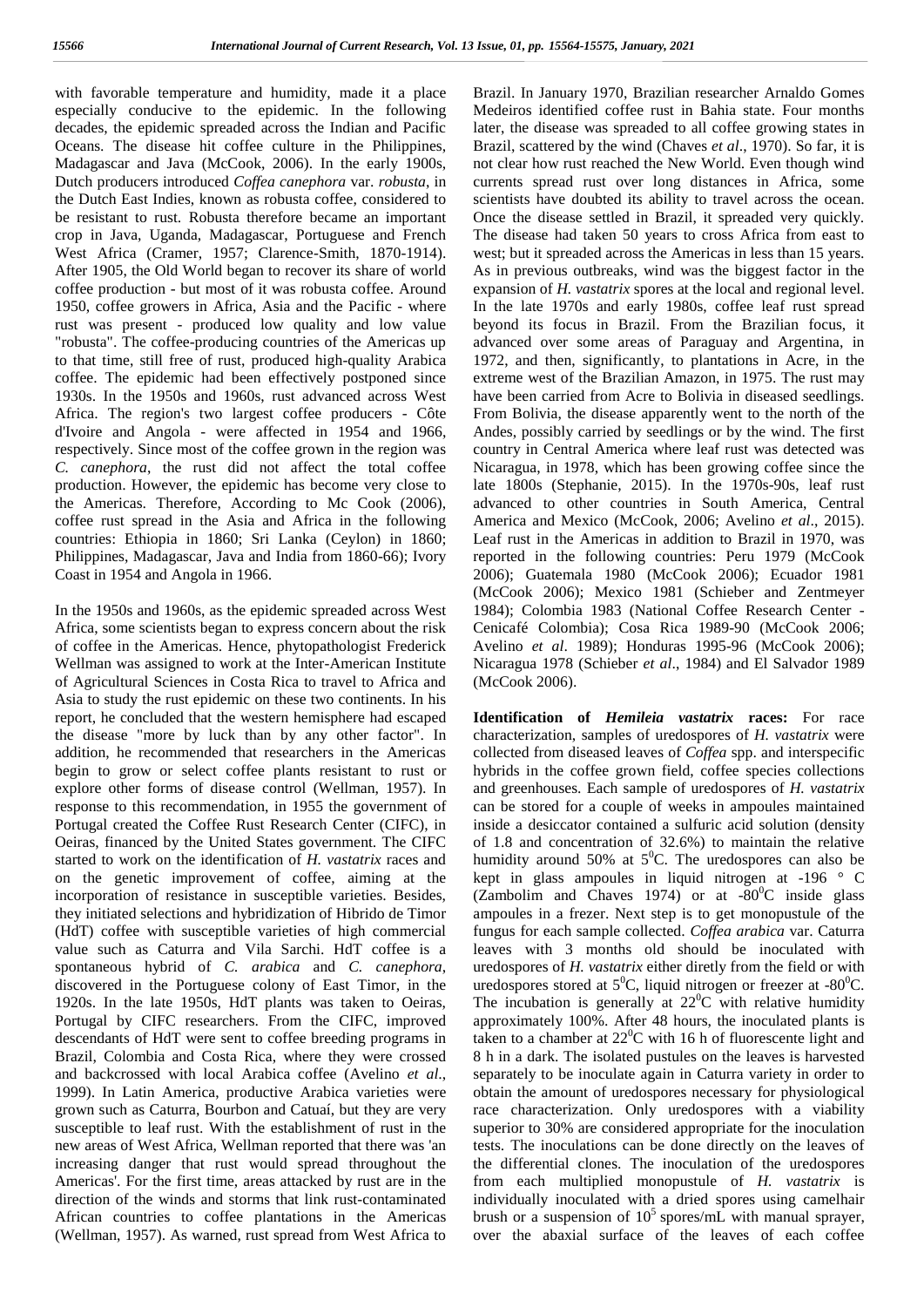with favorable temperature and humidity, made it a place especially conducive to the epidemic. In the following decades, the epidemic spreaded across the Indian and Pacific Oceans. The disease hit coffee culture in the Philippines, Madagascar and Java (McCook, 2006). In the early 1900s, Dutch producers introduced *Coffea canephora* var. *robusta*, in the Dutch East Indies, known as robusta coffee, considered to be resistant to rust. Robusta therefore became an important crop in Java, Uganda, Madagascar, Portuguese and French West Africa (Cramer, 1957; Clarence-Smith, 1870-1914). After 1905, the Old World began to recover its share of world coffee production - but most of it was robusta coffee. Around 1950, coffee growers in Africa, Asia and the Pacific - where rust was present - produced low quality and low value "robusta". The coffee-producing countries of the Americas up to that time, still free of rust, produced high-quality Arabica coffee. The epidemic had been effectively postponed since 1930s. In the 1950s and 1960s, rust advanced across West Africa. The region's two largest coffee producers - Côte d'Ivoire and Angola - were affected in 1954 and 1966, respectively. Since most of the coffee grown in the region was *C. canephora*, the rust did not affect the total coffee production. However, the epidemic has become very close to the Americas. Therefore, According to Mc Cook (2006), coffee rust spread in the Asia and Africa in the following countries: Ethiopia in 1860; Sri Lanka (Ceylon) in 1860; Philippines, Madagascar, Java and India from 1860-66); Ivory Coast in 1954 and Angola in 1966.

In the 1950s and 1960s, as the epidemic spreaded across West Africa, some scientists began to express concern about the risk of coffee in the Americas. Hence, phytopathologist Frederick Wellman was assigned to work at the Inter-American Institute of Agricultural Sciences in Costa Rica to travel to Africa and Asia to study the rust epidemic on these two continents. In his report, he concluded that the western hemisphere had escaped the disease "more by luck than by any other factor". In addition, he recommended that researchers in the Americas begin to grow or select coffee plants resistant to rust or explore other forms of disease control (Wellman, 1957). In response to this recommendation, in 1955 the government of Portugal created the Coffee Rust Research Center (CIFC), in Oeiras, financed by the United States government. The CIFC started to work on the identification of *H. vastatrix* races and on the genetic improvement of coffee, aiming at the incorporation of resistance in susceptible varieties. Besides, they initiated selections and hybridization of Hibrido de Timor (HdT) coffee with susceptible varieties of high commercial value such as Caturra and Vila Sarchi. HdT coffee is a spontaneous hybrid of *C. arabica* and *C. canephora*, discovered in the Portuguese colony of East Timor, in the 1920s. In the late 1950s, HdT plants was taken to Oeiras, Portugal by CIFC researchers. From the CIFC, improved descendants of HdT were sent to coffee breeding programs in Brazil, Colombia and Costa Rica, where they were crossed and backcrossed with local Arabica coffee (Avelino *et al*., 1999). In Latin America, productive Arabica varieties were grown such as Caturra, Bourbon and Catuaí, but they are very susceptible to leaf rust. With the establishment of rust in the new areas of West Africa, Wellman reported that there was 'an increasing danger that rust would spread throughout the Americas'. For the first time, areas attacked by rust are in the direction of the winds and storms that link rust-contaminated African countries to coffee plantations in the Americas (Wellman, 1957). As warned, rust spread from West Africa to Brazil. In January 1970, Brazilian researcher Arnaldo Gomes Medeiros identified coffee rust in Bahia state. Four months later, the disease was spreaded to all coffee growing states in Brazil, scattered by the wind (Chaves *et al*., 1970). So far, it is not clear how rust reached the New World. Even though wind currents spread rust over long distances in Africa, some scientists have doubted its ability to travel across the ocean. Once the disease settled in Brazil, it spreaded very quickly. The disease had taken 50 years to cross Africa from east to west; but it spreaded across the Americas in less than 15 years. As in previous outbreaks, wind was the biggest factor in the expansion of *H. vastatrix* spores at the local and regional level. In the late 1970s and early 1980s, coffee leaf rust spread beyond its focus in Brazil. From the Brazilian focus, it advanced over some areas of Paraguay and Argentina, in 1972, and then, significantly, to plantations in Acre, in the extreme west of the Brazilian Amazon, in 1975. The rust may have been carried from Acre to Bolivia in diseased seedlings. From Bolivia, the disease apparently went to the north of the Andes, possibly carried by seedlings or by the wind. The first country in Central America where leaf rust was detected was Nicaragua, in 1978, which has been growing coffee since the late 1800s (Stephanie, 2015). In the 1970s-90s, leaf rust advanced to other countries in South America, Central America and Mexico (McCook, 2006; Avelino *et al*., 2015). Leaf rust in the Americas in addition to Brazil in 1970, was reported in the following countries: Peru 1979 (McCook 2006); Guatemala 1980 (McCook 2006); Ecuador 1981 (McCook 2006); Mexico 1981 (Schieber and Zentmeyer 1984); Colombia 1983 (National Coffee Research Center - Cenicafé Colombia); Cosa Rica 1989-90 (McCook 2006; Avelino *et al*. 1989); Honduras 1995-96 (McCook 2006); Nicaragua 1978 (Schieber *et al*., 1984) and El Salvador 1989 (McCook 2006).

**Identification of *Hemileia vastatrix* races:** For race characterization, samples of uredospores of *H. vastatrix* were collected from diseased leaves of *Coffea* spp. and interspecific hybrids in the coffee grown field, coffee species collections and greenhouses. Each sample of uredospores of *H. vastatrix* can be stored for a couple of weeks in ampoules maintained inside a desiccator contained a sulfuric acid solution (density of 1.8 and concentration of 32.6%) to maintain the relative humidity around 50% at $5^0$C. The uredospores can also be kept in glass ampoules in liquid nitrogen at -196 ° C (Zambolim and Chaves 1974) or at $-80^0$C inside glass ampoules in a frezer. Next step is to get monopustule of the fungus for each sample collected. *Coffea arabica* var. Caturra leaves with 3 months old should be inoculated with uredospores of *H. vastatrix* either diretly from the field or with uredospores stored at $5^0$C, liquid nitrogen or freezer at $-80^0$C. The incubation is generally at $22^0$C with relative humidity approximately 100%. After 48 hours, the inoculated plants is taken to a chamber at $22^0$C with 16 h of fluorescente light and 8 h in a dark. The isolated pustules on the leaves is harvested separately to be inoculate again in Caturra variety in order to obtain the amount of uredospores necessary for physiological race characterization. Only uredospores with a viability superior to 30% are considered appropriate for the inoculation tests. The inoculations can be done directly on the leaves of the differential clones. The inoculation of the uredospores from each multiplied monopustule of *H. vastatrix* is individually inoculated with a dried spores using camelhair brush or a suspension of $10^5$ spores/mL with manual sprayer, over the abaxial surface of the leaves of each coffee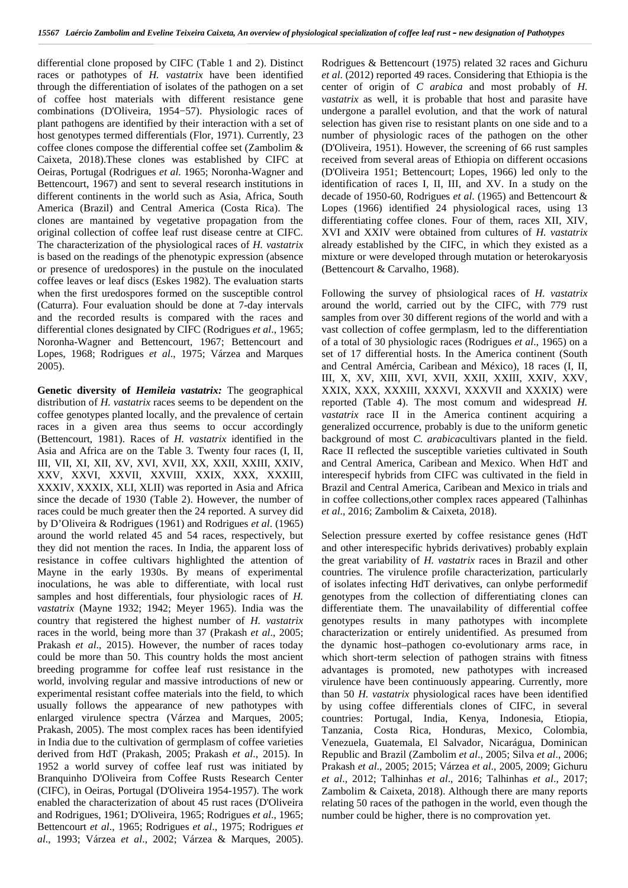differential clone proposed by CIFC (Table 1 and 2). Distinct races or pathotypes of *H. vastatrix* have been identified through the differentiation of isolates of the pathogen on a set of coffee host materials with different resistance gene combinations (D'Oliveira, 1954−57). Physiologic races of plant pathogens are identified by their interaction with a set of host genotypes termed differentials (Flor, 1971). Currently, 23 coffee clones compose the differential coffee set (Zambolim & Caixeta, 2018).These clones was established by CIFC at Oeiras, Portugal (Rodrigues *et al*. 1965; Noronha-Wagner and Bettencourt, 1967) and sent to several research institutions in different continents in the world such as Asia, Africa, South America (Brazil) and Central America (Costa Rica). The clones are mantained by vegetative propagation from the original collection of coffee leaf rust disease centre at CIFC. The characterization of the physiological races of *H. vastatrix* is based on the readings of the phenotypic expression (absence or presence of uredospores) in the pustule on the inoculated coffee leaves or leaf discs (Eskes 1982). The evaluation starts when the first uredospores formed on the susceptible control (Caturra). Four evaluation should be done at 7-day intervals and the recorded results is compared with the races and differential clones designated by CIFC (Rodrigues *et al*., 1965; Noronha-Wagner and Bettencourt, 1967; Bettencourt and Lopes, 1968; Rodrigues *et al*., 1975; Várzea and Marques 2005).

**Genetic diversity of *Hemileia vastatrix:*** The geographical distribution of *H. vastatrix* races seems to be dependent on the coffee genotypes planted locally, and the prevalence of certain races in a given area thus seems to occur accordingly (Bettencourt, 1981). Races of *H. vastatrix* identified in the Asia and Africa are on the Table 3. Twenty four races (I, II, III, VII, XI, XII, XV, XVI, XVII, XX, XXII, XXIII, XXIV, XXV, XXVI, XXVII, XXVIII, XXIX, XXX, XXXIII, XXXIV, XXXIX, XLI, XLII) was reported in Asia and Africa since the decade of 1930 (Table 2). However, the number of races could be much greater then the 24 reported. A survey did by D'Oliveira & Rodrigues (1961) and Rodrigues *et al*. (1965) around the world related 45 and 54 races, respectively, but they did not mention the races. In India, the apparent loss of resistance in coffee cultivars highlighted the attention of Mayne in the early 1930s. By means of experimental inoculations, he was able to differentiate, with local rust samples and host differentials, four physiologic races of *H. vastatrix* (Mayne 1932; 1942; Meyer 1965). India was the country that registered the highest number of *H. vastatrix* races in the world, being more than 37 (Prakash *et al*., 2005; Prakash *et al*., 2015). However, the number of races today could be more than 50. This country holds the most ancient breeding programme for coffee leaf rust resistance in the world, involving regular and massive introductions of new or experimental resistant coffee materials into the field, to which usually follows the appearance of new pathotypes with enlarged virulence spectra (Várzea and Marques, 2005; Prakash, 2005). The most complex races has been identifyied in India due to the cultivation of germplasm of coffee varieties derived from HdT (Prakash, 2005; Prakash *et al*., 2015). In 1952 a world survey of coffee leaf rust was initiated by Branquinho D'Oliveira from Coffee Rusts Research Center (CIFC), in Oeiras, Portugal (D'Oliveira 1954-1957). The work enabled the characterization of about 45 rust races (D'Oliveira and Rodrigues, 1961; D'Oliveira, 1965; Rodrigues *et al*., 1965; Bettencourt *et al*., 1965; Rodrigues *et al*., 1975; Rodrigues *et al*., 1993; Várzea *et al*., 2002; Várzea & Marques, 2005). Rodrigues & Bettencourt (1975) related 32 races and Gichuru *et al*. (2012) reported 49 races. Considering that Ethiopia is the center of origin of *C arabica* and most probably of *H. vastatrix* as well, it is probable that host and parasite have undergone a parallel evolution, and that the work of natural selection has given rise to resistant plants on one side and to a number of physiologic races of the pathogen on the other (D'Oliveira, 1951). However, the screening of 66 rust samples received from several areas of Ethiopia on different occasions (D'Oliveira 1951; Bettencourt; Lopes, 1966) led only to the identification of races I, II, III, and XV. In a study on the decade of 1950-60, Rodrigues *et al*. (1965) and Bettencourt & Lopes (1966) identified 24 physiological races, using 13 differentiating coffee clones. Four of them, races XII, XIV, XVI and XXIV were obtained from cultures of *H. vastatrix* already established by the CIFC, in which they existed as a mixture or were developed through mutation or heterokaryosis (Bettencourt & Carvalho, 1968).

Following the survey of phsiological races of *H. vastatrix* around the world, carried out by the CIFC, with 779 rust samples from over 30 different regions of the world and with a vast collection of coffee germplasm, led to the differentiation of a total of 30 physiologic races (Rodrigues *et al*., 1965) on a set of 17 differential hosts. In the America continent (South and Central Amércia, Caribean and México), 18 races (I, II, III, X, XV, XIII, XVI, XVII, XXII, XXIII, XXIV, XXV, XXIX, XXX, XXXIII, XXXVI, XXXVII and XXXIX) were reported (Table 4). The most comum and widespread *H. vastatrix* race II in the America continent acquiring a generalized occurrence, probably is due to the uniform genetic background of most *C. arabica*cultivars planted in the field. Race II reflected the susceptible varieties cultivated in South and Central America, Caribean and Mexico. When HdT and interespecif hybrids from CIFC was cultivated in the field in Brazil and Central America, Caribean and Mexico in trials and in coffee collections,other complex races appeared (Talhinhas *et al*., 2016; Zambolim & Caixeta, 2018).

Selection pressure exerted by coffee resistance genes (HdT and other interespecific hybrids derivatives) probably explain the great variability of *H. vastatrix* races in Brazil and other countries. The virulence profile characterization, particularly of isolates infecting HdT derivatives, can onlybe performedif genotypes from the collection of differentiating clones can differentiate them. The unavailability of differential coffee genotypes results in many pathotypes with incomplete characterization or entirely unidentified. As presumed from the dynamic host–pathogen co-evolutionary arms race, in which short-term selection of pathogen strains with fitness advantages is promoted, new pathotypes with increased virulence have been continuously appearing. Currently, more than 50 *H. vastatrix* physiological races have been identified by using coffee differentials clones of CIFC, in several countries: Portugal, India, Kenya, Indonesia, Etiopia, Tanzania, Costa Rica, Honduras, Mexico, Colombia, Venezuela, Guatemala, El Salvador, Nicarágua, Dominican Republic and Brazil (Zambolim *et al*., 2005; Silva *et al*., 2006; Prakash *et al*., 2005; 2015; Várzea *et al*., 2005, 2009; Gichuru *et al*., 2012; Talhinhas *et al*., 2016; Talhinhas *et al*., 2017; Zambolim & Caixeta, 2018). Although there are many reports relating 50 races of the pathogen in the world, even though the number could be higher, there is no comprovation yet.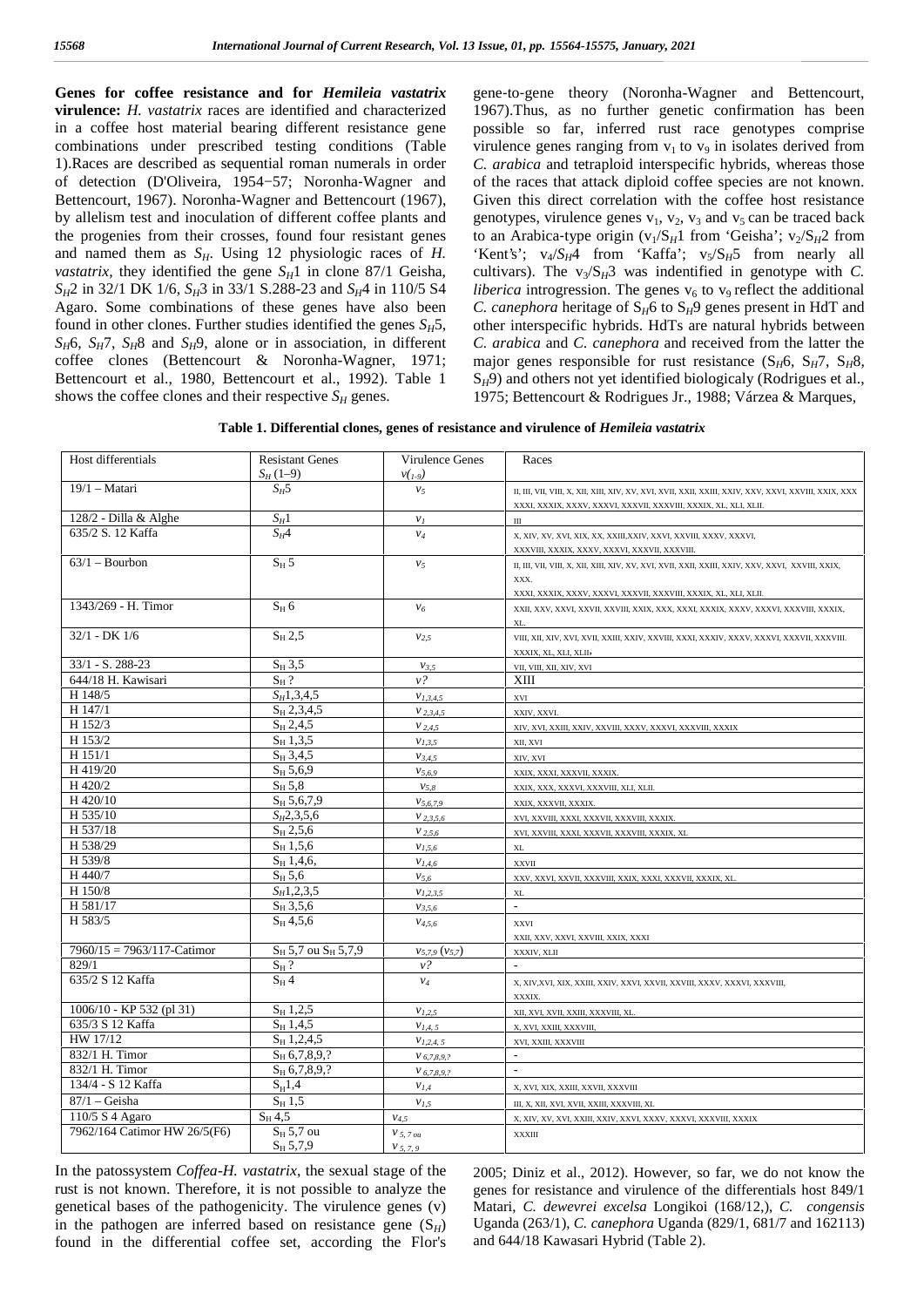**Genes for coffee resistance and for *Hemileia vastatrix* virulence:** *H. vastatrix* races are identified and characterized in a coffee host material bearing different resistance gene combinations under prescribed testing conditions (Table 1).Races are described as sequential roman numerals in order of detection (D'Oliveira, 1954−57; Noronha-Wagner and Bettencourt, 1967). Noronha-Wagner and Bettencourt (1967), by allelism test and inoculation of different coffee plants and the progenies from their crosses, found four resistant genes and named them as $S_H$. Using 12 physiologic races of *H. vastatrix,* they identified the gene $S_H1$ in clone 87/1 Geisha, $S_H2$ in 32/1 DK 1/6, $S_H3$ in 33/1 S.288-23 and $S_H4$ in 110/5 S4 Agaro. Some combinations of these genes have also been found in other clones. Further studies identified the genes $S_H5$, $S_H6$, $S_H7$, $S_H8$ and $S_H9$, alone or in association, in different coffee clones (Bettencourt & Noronha-Wagner, 1971; Bettencourt et al., 1980, Bettencourt et al., 1992). Table 1 shows the coffee clones and their respective $S_H$ genes.

In the patossystem *Coffea-H. vastatrix*, the sexual stage of the rust is not known. Therefore, it is not possible to analyze the genetical bases of the pathogenicity. The virulence genes (v) in the pathogen are inferred based on resistance gene ($S_H$) found in the differential coffee set, according the Flor's gene-to-gene theory (Noronha-Wagner and Bettencourt, 1967).Thus, as no further genetic confirmation has been possible so far, inferred rust race genotypes comprise virulence genes ranging from $v_1$ to $v_9$ in isolates derived from *C. arabica* and tetraploid interspecific hybrids, whereas those of the races that attack diploid coffee species are not known. Given this direct correlation with the coffee host resistance genotypes, virulence genes $v_1$, $v_2$, $v_3$ and $v_5$ can be traced back to an Arabica-type origin ($v_1/S_H1$ from 'Geisha'; $v_2/S_H2$ from 'Kent's'; $v_4/S_H4$ from 'Kaffa'; $v_5/S_H5$ from nearly all cultivars). The $v_3/S_H3$ was indentified in genotype with *C. liberica* introgression. The genes $v_6$ to $v_9$ reflect the additional *C. canephora* heritage of $S_H6$ to $S_H9$ genes present in HdT and other interspecific hybrids. HdTs are natural hybrids between *C. arabica* and *C. canephora* and received from the latter the major genes responsible for rust resistance ($S_H6$, $S_H7$, $S_H8$, $S_H9$) and others not yet identified biologicaly (Rodrigues et al., 1975; Bettencourt & Rodrigues Jr., 1988; Várzea & Marques, 2005; Diniz et al., 2012). However, so far, we do not know the genes for resistance and virulence of the differentials host 849/1 Matari, *C. dewevrei excelsa* Longikoi (168/12,), *C. congensis* Uganda (263/1), *C. canephora* Uganda (829/1, 681/7 and 162113) and 644/18 Kawasari Hybrid (Table 2).

**Table 1. Differential clones, genes of resistance and virulence of *Hemileia vastatrix***

| Host differentials | Resistant Genes $S_H$ (1–9) | Virulence Genes $v_{(1\text{-}9)}$ | Races |
|---|---|---|---|
| 19/1 – Matari | $S_H5$ | $v_5$ | II, III, VII, VIII, X, XII, XIII, XIV, XV, XVI, XVII, XXII, XXIII, XXIV, XXV, XXVI, XXVIII, XXIX, XXX XXXI, XXXIX, XXXV, XXXVI, XXXVII, XXXVIII, XXXIX, XL, XLI, XLII. |
| 128/2 - Dilla & Alghe | $S_H1$ | $v_1$ | III |
| 635/2 S. 12 Kaffa | $S_H4$ | $v_4$ | X, XIV, XV, XVI, XIX, XX, XXIII,XXIV, XXVI, XXVIII, XXXV, XXXVI, XXXVIII, XXXIX, XXXV, XXXVI, XXXVII, XXXVIII. |
| 63/1 – Bourbon | $S_H$ 5 | $v_5$ | II, III, VII, VIII, X, XII, XIII, XIV, XV, XVI, XVII, XXII, XXIII, XXIV, XXV, XXVI, XXVIII, XXIX, XXX. XXXI, XXXIX, XXXV, XXXVI, XXXVII, XXXVIII, XXXIX, XL, XLI, XLII. |
| 1343/269 - H. Timor | $S_H$ 6 | $v_6$ | XXII, XXV, XXVI, XXVII, XXVIII, XXIX, XXX, XXXI, XXXIX, XXXV, XXXVI, XXXVIII, XXXIX, XL. |
| 32/1 - DK 1/6 | $S_H$ 2,5 | $v_{2,5}$ | VIII, XII, XIV, XVI, XVII, XXIII, XXIV, XXVIII, XXXI, XXXIV, XXXV, XXXVI, XXXVII, XXXVIII. XXXIX, XL, XLI, XLII, |
| 33/1 - S. 288-23 | $S_H$ 3,5 | $v_{3,5}$ | VII, VIII, XII, XIV, XVI |
| 644/18 H. Kawisari | $S_H$ ? | $v$? | XIII |
| H 148/5 | $S_H1,3,4,5$ | $v_{1,3,4,5}$ | XVI |
| H 147/1 | $S_H$ 2,3,4,5 | $v_{2,3,4,5}$ | XXIV, XXVI. |
| H 152/3 | $S_H$ 2,4,5 | $v_{2,4,5}$ | XIV, XVI, XXIII, XXIV, XXVIII, XXXV, XXXVI, XXXVIII, XXXIX |
| H 153/2 | $S_H$ 1,3,5 | $v_{1,3,5}$ | XII, XVI |
| H 151/1 | $S_H$ 3,4,5 | $v_{3,4,5}$ | XIV, XVI |
| H 419/20 | $S_H$ 5,6,9 | $v_{5,6,9}$ | XXIX, XXXI, XXXVII, XXXIX. |
| H 420/2 | $S_H$ 5,8 | $v_{5,8}$ | XXIX, XXX, XXXVI, XXXVIII, XLI, XLII. |
| H 420/10 | $S_H$ 5,6,7,9 | $v_{5,6,7,9}$ | XXIX, XXXVII, XXXIX. |
| H 535/10 | $S_H2,3,5,6$ | $v_{2,3,5,6}$ | XVI, XXVIII, XXXI, XXXVII, XXXVIII, XXXIX. |
| H 537/18 | $S_H$ 2,5,6 | $v_{2,5,6}$ | XVI, XXVIII, XXXI, XXXVII, XXXVIII, XXXIX, XL |
| H 538/29 | $S_H$ 1,5,6 | $v_{1,5,6}$ | XL |
| H 539/8 | $S_H$ 1,4,6, | $v_{1,4,6}$ | XXVII |
| H 440/7 | $S_H$ 5,6 | $v_{5,6}$ | XXV, XXVI, XXVII, XXXVIII, XXIX, XXXI, XXXVII, XXXIX, XL. |
| H 150/8 | $S_H1,2,3,5$ | $v_{1,2,3,5}$ | XL |
| H 581/17 | $S_H$ 3,5,6 | $v_{3,5,6}$ | - |
| H 583/5 | $S_H$ 4,5,6 | $v_{4,5,6}$ | XXVI XXII, XXV, XXVI, XXVIII, XXIX, XXXI |
| 7960/15 = 7963/117-Catimor | $S_H$ 5,7 ou $S_H$ 5,7,9 | $v_{5,7,9}$ ($v_{5,7}$) | XXXIV, XLII |
| 829/1 | $S_H$ ? | $v$? | - |
| 635/2 S 12 Kaffa | $S_H$ 4 | $v_4$ | X, XIV,XVI, XIX, XXIII, XXIV, XXVI, XXVII, XXVIII, XXXV, XXXVI, XXXVIII, XXXIX. |
| 1006/10 - KP 532 (pl 31) | $S_H$ 1,2,5 | $v_{1,2,5}$ | XII, XVI, XVII, XXIII, XXXVIII, XL. |
| 635/3 S 12 Kaffa | $S_H$ 1,4,5 | $v_{1,4,5}$ | X, XVI, XXIII, XXXVIII, |
| HW 17/12 | $S_H$ 1,2,4,5 | $v_{1,2,4,5}$ | XVI, XXIII, XXXVIII |
| 832/1 H. Timor | $S_H$ 6,7,8,9,? | $v_{6,7,8,9,?}$ | - |
| 832/1 H. Timor | $S_H$ 6,7,8,9,? | $v_{6,7,8,9,?}$ | - |
| 134/4 - S 12 Kaffa | $S_H1,4$ | $v_{1,4}$ | X, XVI, XIX, XXIII, XXVII, XXXVIII |
| 87/1 – Geisha | $S_H$ 1,5 | $v_{1,5}$ | III, X, XII, XVI, XVII, XXIII, XXXVIII, XL |
| 110/5 S 4 Agaro | $S_H$ 4,5 | $v_{4,5}$ | X, XIV, XV, XVI, XXIII, XXIV, XXVI, XXXV, XXXVI, XXXVIII, XXXIX |
| 7962/164 Catimor HW 26/5(F6) | $S_H$ 5,7 ou $S_H$ 5,7,9 | $v_{5,7}$ ou $v_{5,7,9}$ | XXXIII |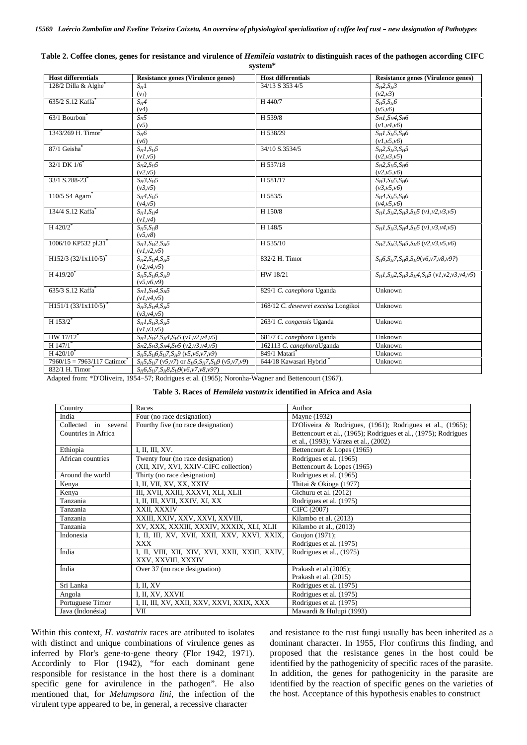**Table 2. Coffee clones, genes for resistance and virulence of *Hemileia vastatrix* to distinguish races of the pathogen according CIFC system***

| Host differentials | Resistance genes (Virulence genes) | Host differentials | Resistance genes (Virulence genes) |
|---|---|---|---|
| 128/2 Dilla & Alghe* | $S_H1$ ($v_1$) | 34/13 S 353 4/5 | $S_H2, S_H3$ ($v2,v3$) |
| 635/2 S.12 Kaffa* | $S_H4$ ($v4$) | H 440/7 | $S_H5, S_H6$ ($v5,v6$) |
| 63/1 Bourbon* | $S_H5$ ($v5$) | H 539/8 | $S_H1, S_H4, S_H6$ ($v1,v4,v6$) |
| 1343/269 H. Timor* | $S_H6$ ($v6$) | H 538/29 | $S_H1, S_H5, S_H6$ ($v1,v5,v6$) |
| 87/1 Geisha* | $S_H1, S_H5$ ($v1,v5$) | 34/10 S.3534/5 | $S_H2, S_H3, S_H5$ ($v2,v3,v5$) |
| 32/1 DK 1/6* | $S_H2, S_H5$ ($v2,v5$) | H 537/18 | $S_H2, S_H5, S_H6$ ($v2,v5,v6$) |
| 33/1 S.288-23* | $S_H3, S_H5$ ($v3,v5$) | H 581/17 | $S_H3, S_H5, S_H6$ ($v3,v5,v6$) |
| 110/5 S4 Agaro* | $S_H4, S_H5$ ($v4,v5$) | H 583/5 | $S_H4, S_H5, S_H6$ ($v4,v5,v6$) |
| 134/4 S.12 Kaffa* | $S_H1, S_H4$ ($v1,v4$) | H 150/8 | $S_H1, S_H2, S_H3, S_H5$ ($v1,v2,v3,v5$) |
| H 420/2* | $S_H5, S_H8$ ($v5,v8$) | H 148/5 | $S_H1, S_H3, S_H4, S_H5$ ($v1,v3,v4,v5$) |
| 1006/10 KP532 pl.31* | $S_H1, S_H2, S_H5$ ($v1,v2,v5$) | H 535/10 | $S_H2, S_H3, S_H5, S_H6$ ($v2,v3,v5,v6$) |
| H152/3 (32/1x110/5)* | $S_H2, S_H4, S_H5$ ($v2,v4,v5$) | 832/2 H. Timor | $S_H6, S_H7, S_H8, S_H9$ ($v6,v7,v8,v9?$) |
| H 419/20* | $S_H5, S_H6, S_H9$ ($v5,v6,v9$) | HW 18/21 | $S_H1, S_H2, S_H3, S_H4, S_H5$ ($v1,v2,v3,v4,v5$) |
| 635/3 S.12 Kaffa* | $S_H1, S_H4, S_H5$ ($v1,v4,v5$) | 829/1 *C. canephora* Uganda | Unknown |
| H151/1 (33/1x110/5)* | $S_H3, S_H4, S_H5$ ($v3,v4,v5$) | 168/12 *C. dewevrei excelsa* Longikoi | Unknown |
| H 153/2* | $S_H1, S_H3, S_H5$ ($v1,v3,v5$) | 263/1 *C. congensis* Uganda | Unknown |
| HW 17/12* | $S_H1, S_H2, S_H4, S_H5$ ($v1,v2,v4,v5$) | 681/7 *C. canephora* Uganda | Unknown |
| H 147/1* | $S_H2, S_H3, S_H4, S_H5$ ($v2,v3,v4,v5$) | 162113 *C. canephora*Uganda | Unknown |
| H 420/10* | $S_H5, S_H6, S_H7, S_H9$ ($v5,v6,v7,v9$) | 849/1 Matari* | Unknown |
| 7960/15 = 7963/117 Catimor* | $S_H5, S_H7$ ($v5,v7$) or $S_H5, S_H7, S_H9$ ($v5,v7,v9$) | 644/18 Kawasari Hybrid * | Unknown |
| 832/1 H. Timor * | $S_H6, S_H7, S_H8, S_H9$($v6,v7,v8,v9?$) | | |

Adapted from: *D'Oliveira, 1954−57; Rodrigues et al. (1965); Noronha-Wagner and Bettencourt (1967).

**Table 3. Races of *Hemileia vastatrix* identified in Africa and Asia**

| Country | Races | Author |
|---|---|---|
| India | Four (no race designation) | Mayne (1932) |
| Collected in several Countries in Africa | Fourthy five (no race designation) | D'Oliveira & Rodrigues, (1961); Rodrigues et al., (1965); Bettencourt et al., (1965); Rodrigues et al., (1975); Rodrigues et al., (1993); Várzea et al., (2002) |
| Ethiopia | I, II, III, XV. | Bettencourt & Lopes (1965) |
| African countries | Twenty four (no race designation) (XII, XIV, XVI, XXIV-CIFC collection) | Rodrigues et al. (1965) Bettencourt & Lopes (1965) |
| Around the world | Thirty (no race designation) | Rodrigues et al. (1965) |
| Kenya | I, II, VII, XV, XX, XXIV | Thitai & Okioga (1977) |
| Kenya | III, XVII, XXIII, XXXVI, XLI, XLII | Gichuru et al. (2012) |
| Tanzania | I, II, III, XVII, XXIV, XI, XX | Rodrigues et al. (1975) |
| Tanzania | XXII, XXXIV | CIFC (2007) |
| Tanzania | XXIII, XXIV, XXV, XXVI, XXVIII, | Kilambo et al. (2013) |
| Tanzania | XV, XXX, XXXIII, XXXIV, XXXIX, XLI, XLII | Kilambo et al., (2013) |
| Indonesia | I, II, III, XV, XVII, XXII, XXV, XXVI, XXIX, XXX | Goujon (1971); Rodrigues et al. (1975) |
| Índia | I, II, VIII, XII, XIV, XVI, XXII, XXIII, XXIV, XXV, XXVIII, XXXIV | Rodrigues et al., (1975) |
| Índia | Over 37 (no race designation) | Prakash et al.(2005); Prakash et al. (2015) |
| Sri Lanka | I, II, XV | Rodrigues et al. (1975) |
| Angola | I, II, XV, XXVII | Rodrigues et al. (1975) |
| Portuguese Timor | I, II, III, XV, XXII, XXV, XXVI, XXIX, XXX | Rodrigues et al. (1975) |
| Java (Indonésia) | VII | Mawardi & Hulupi (1993) |

Within this context, *H. vastatrix* races are atributed to isolates with distinct and unique combinations of virulence genes as inferred by Flor's gene-to-gene theory (Flor 1942, 1971). Accordinly to Flor (1942), "for each dominant gene responsible for resistance in the host there is a dominant specific gene for avirulence in the pathogen". He also mentioned that, for *Melampsora lini*, the infection of the virulent type appeared to be, in general, a recessive character and resistance to the rust fungi usually has been inherited as a dominant character. In 1955, Flor confirms this finding, and proposed that the resistance genes in the host could be identified by the pathogenicity of specific races of the parasite. In addition, the genes for pathogenicity in the parasite are identified by the reaction of specific genes on the varieties of the host. Acceptance of this hypothesis enables to construct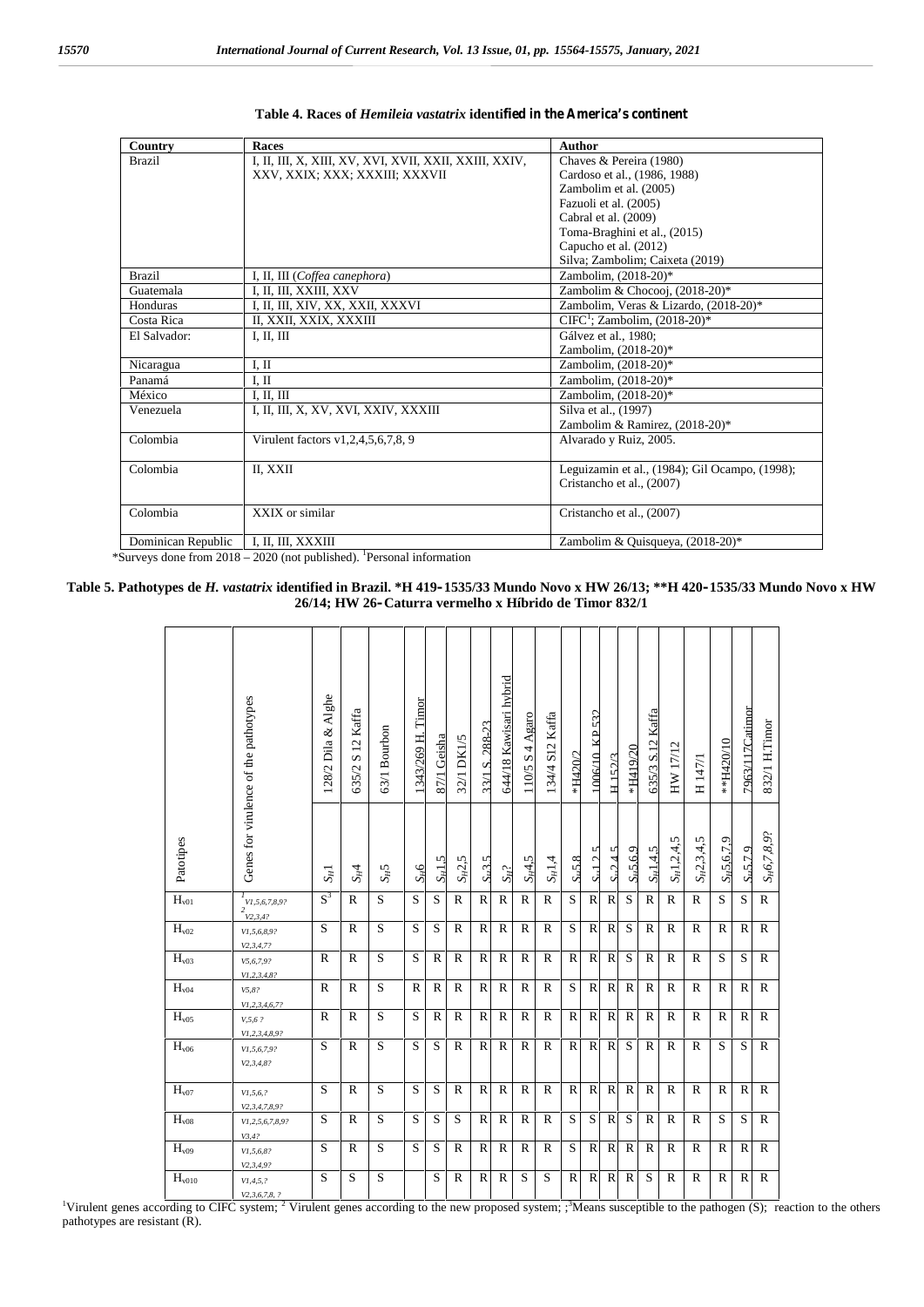**Table 4. Races of *Hemileia vastatrix* identified in the America's continent**

| Country | Races | Author |
|---|---|---|
| Brazil | I, II, III, X, XIII, XV, XVI, XVII, XXII, XXIII, XXIV, XXV, XXIX; XXX; XXXIII; XXXVII | Chaves & Pereira (1980)<br>Cardoso et al., (1986, 1988)<br>Zambolim et al. (2005)<br>Fazuoli et al. (2005)<br>Cabral et al. (2009)<br>Toma-Braghini et al., (2015)<br>Capucho et al. (2012)<br>Silva; Zambolim; Caixeta (2019) |
| Brazil | I, II, III (*Coffea canephora*) | Zambolim, (2018-20)* |
| Guatemala | I, II, III, XXIII, XXV | Zambolim & Chocooj, (2018-20)* |
| Honduras | I, II, III, XIV, XX, XXII, XXXVI | Zambolim, Veras & Lizardo, (2018-20)* |
| Costa Rica | II, XXII, XXIX, XXXIII | CIFC[1]; Zambolim, (2018-20)* |
| El Salvador: | I, II, III | Gálvez et al., 1980;<br>Zambolim, (2018-20)* |
| Nicaragua | I, II | Zambolim, (2018-20)* |
| Panamá | I, II | Zambolim, (2018-20)* |
| México | I, II, III | Zambolim, (2018-20)* |
| Venezuela | I, II, III, X, XV, XVI, XXIV, XXXIII | Silva et al., (1997)<br>Zambolim & Ramirez, (2018-20)* |
| Colombia | Virulent factors v1,2,4,5,6,7,8, 9 | Alvarado y Ruiz, 2005. |
| Colombia | II, XXII | Leguizamin et al., (1984); Gil Ocampo, (1998);<br>Cristancho et al., (2007) |
| Colombia | XXIX or similar | Cristancho et al., (2007) |
| Dominican Republic | I, II, III, XXXIII | Zambolim & Quisqueya, (2018-20)* |

*Surveys done from 2018 – 2020 (not published). [1]Personal information

**Table 5. Pathotypes de *H. vastatrix* identified in Brazil. *H 419-1535/33 Mundo Novo x HW 26/13; **H 420-1535/33 Mundo Novo x HW 26/14; HW 26-Caturra vermelho x Híbrido de Timor 832/1**

| Patotipes | Genes for virulence of the pathotypes | 128/2 Dila & Alghe | 635/2 S 12 Kaffa | 63/1 Bourbon | 1343/269 H. Timor | 87/1 Geisha | 32/1 DK1/5 | 33/1 S. 288-23 | 644/18 Kawisari hybrid | 110/5 S 4 Agaro | 134/4 S12 Kaffa | *H420/2 | 1006/10 KP 532 | H 152/3 | *H419/20 | 635/3 S.12 Kaffa | HW 17/12 | H 147/1 | **H420/10 | 7963/117Catimor | 832/1 H.Timor |
|---|---|---|---|---|---|---|---|---|---|---|---|---|---|---|---|---|---|---|---|---|---|
| | | $S_H1$ | $S_H4$ | $S_H5$ | $S_H6$ | $S_H1,5$ | $S_H2,5$ | $S_H3,5$ | $S_H?$ | $S_H4,5$ | $S_H1,4$ | $S_H5,8$ | $S_H1,2,5$ | $S_H2,4,5$ | $S_H5,6,9$ | $S_H1,4,5$ | $S_H1,2,4,5$ | $S_H2,3,4,5$ | $S_H5,6,7,9$ | $S_H5,7,9$ | $S_H6,7,8,9?$ |
| $H_{v01}$ | [1]v1,5,6,7,8,9?<br>[2]v2,3,4? | S[3] | R | S | S | S | R | R | R | R | R | S | R | R | S | R | R | R | S | S | R |
| $H_{v02}$ | v1,5,6,8,9?<br>v2,3,4,7? | S | R | S | S | S | R | R | R | R | R | S | R | R | S | R | R | R | R | R | R |
| $H_{v03}$ | v5,6,7,9?<br>v1,2,3,4,8? | R | R | S | S | R | R | R | R | R | R | R | R | R | S | R | R | R | S | S | R |
| $H_{v04}$ | v5,8?<br>v1,2,3,4,6,7? | R | R | S | R | R | R | R | R | R | R | S | R | R | R | R | R | R | R | R | R |
| $H_{v05}$ | v,5,6 ?<br>v1,2,3,4,8,9? | R | R | S | S | R | R | R | R | R | R | R | R | R | R | R | R | R | R | R | R |
| $H_{v06}$ | v1,5,6,7,9?<br>v2,3,4,8? | S | R | S | S | S | R | R | R | R | R | R | R | R | S | R | R | R | S | S | R |
| $H_{v07}$ | v1,5,6,?<br>v2,3,4,7,8,9? | S | R | S | S | S | R | R | R | R | R | R | R | R | R | R | R | R | R | R | R |
| $H_{v08}$ | v1,2,5,6,7,8,9?<br>v3,4? | S | R | S | S | S | S | R | R | R | R | S | S | R | S | R | R | R | S | S | R |
| $H_{v09}$ | v1,5,6,8?<br>v2,3,4,9? | S | R | S | S | S | R | R | R | R | R | S | R | R | R | R | R | R | R | R | R |
| $H_{v010}$ | v1,4,5,?<br>v2,3,6,7,8, ? | S | S | S | | S | R | R | R | S | S | R | R | R | R | S | R | R | R | R | R |

[1]Virulent genes according to CIFC system; [2] Virulent genes according to the new proposed system; ;[3]Means susceptible to the pathogen (S); reaction to the others pathotypes are resistant (R).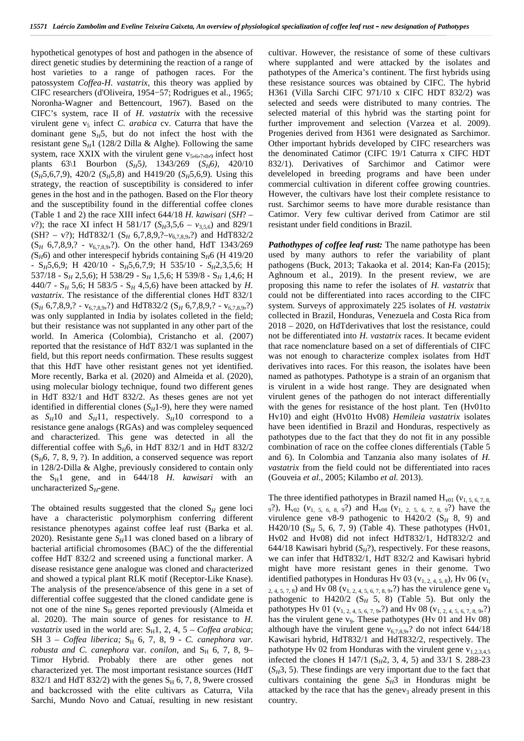hypothetical genotypes of host and pathogen in the absence of direct genetic studies by determining the reaction of a range of host varieties to a range of pathogen races. For the patossystem *Coffea-H. vastatrix*, this theory was applied by CIFC researchers (d'Oliveira, 1954−57; Rodrigues et al., 1965; Noronha-Wagner and Bettencourt, 1967). Based on the CIFC's system, race II of *H. vastatrix* with the recessive virulent gene $v_5$ infect *C. arabica* cv. Caturra that have the dominant gene $S_H5$, but do not infect the host with the resistant gene $S_H1$ (128/2 Dilla & Alghe). Following the same system, race XXIX with the virulent gene $v_{5,6,7,8,9}$ infect host plants 63\1 Bourbon ($S_H5$), 1343/269 ($S_H6$), 420/10 ($S_H5,6,7,9$), 420/2 ($S_H5,8$) and H419/20 ($S_H5,6,9$). Using this strategy, the reaction of susceptibility is considered to infer genes in the host and in the pathogen. Based on the Flor theory and the susceptibility found in the differential coffee clones (Table 1 and 2) the race XIII infect 644/18 *H. kawisari* (*SH*? – *v*?); the race XI infect H 581/17 ($S_H3,5,6$ – $v_{3,5,6}$) and 829/1 (SH? – v?); HdT832/1 ($S_H$ 6,7,8,9,?–$v_{6,7,8,9}$,?) and HdT832/2 ($S_H$ 6,7,8,9,? - $v_{6,7,8,9}$,?). On the other hand, HdT 1343/269 ($S_H6$) and other interespecif hybrids containing $S_H6$ (H 419/20 - $S_H5,6,9$; H 420/10 - $S_H5,6,7,9$; H 535/10 - $S_H2,3,5,6$; H 537/18 - $S_H$ 2,5,6); H 538/29 - $S_H$ 1,5,6; H 539/8 - $S_H$ 1,4,6; H 440/7 - $S_H$ 5,6; H 583/5 - $S_H$ 4,5,6) have been attacked by *H. vastatrix*. The resistance of the differential clones HdT 832/1 ($S_H$ 6,7,8,9,? - $v_{6,7,8,9}$,?) and HdT832/2 ($S_H$ 6,7,8,9,? - $v_{6,7,8,9}$,?) was only supplanted in India by isolates colleted in the field; but their resistance was not supplanted in any other part of the world. In America (Colombia), Cristancho et al. (2007) reported that the resistance of HdT 832/1 was suplanted in the field, but this report needs confirmation. These results suggest that this HdT have other resistant genes not yet identified. More recently, Barka et al. (2020) and Almeida et al. (2020), using molecular biology technique, found two different genes in HdT 832/1 and HdT 832/2. As theses genes are not yet identified in differential clones ($S_H1$-9), here they were named as $S_H10$ and $S_H11$, respectively. $S_H10$ correspond to a resistance gene analogs (RGAs) and was compleley sequenced and characterized. This gene was detected in all the differential coffee with $S_H6$, in HdT 832/1 and in HdT 832/2 ($S_H6$, 7, 8, 9, ?). In addition, a conserved sequence was report in 128/2-Dilla & Alghe, previously considered to contain only the $S_H1$ gene, and in 644/18 *H. kawisari* with an uncharacterized $S_H$-gene.

The obtained results suggested that the cloned $S_H$ gene loci have a characteristic polymorphism conferring different resistance phenotypes against coffee leaf rust (Barka et al. 2020). Resistante gene $S_H11$ was cloned based on a library of bacterial artificial chromosomes (BAC) of the the differential coffee HdT 832/2 and screened using a functional marker. A disease resistance gene analogue was cloned and characterized and showed a typical plant RLK motif (Receptor-Like Knase). The analysis of the presence/absence of this gene in a set of differential coffee suggested that the cloned candidate gene is not one of the nine $S_H$ genes reported previously (Almeida et al. 2020). The main source of genes for resistance to *H. vastatrix* used in the world are: $S_H1$, 2, 4, 5 – *Coffea arabica*; SH 3 – *Coffea liberica;* $S_H$ 6, 7, 8, 9 - *C. canephora var. robusta and C. canephora* var. *conilon*, and $S_H$ 6, 7, 8, 9– Timor Hybrid. Probably there are other genes not characterized yet. The most important resistance sources (HdT 832/1 and HdT 832/2) with the genes $S_H$ 6, 7, 8, 9were crossed and backcrossed with the elite cultivars as Caturra, Vila Sarchi, Mundo Novo and Catuaí, resulting in new resistant cultivar. However, the resistance of some of these cultivars where supplanted and were attacked by the isolates and pathotypes of the America's continent. The first hybrids using these resistance sources was obtained by CIFC. The hybrid H361 (Villa Sarchi CIFC 971/10 x CIFC HDT 832/2) was selected and seeds were distributed to many contries. The selected material of this hybrid was the starting point for further improvement and selection (Varzea et al. 2009). Progenies derived from H361 were designated as Sarchimor. Other important hybrids developed by CIFC researchers was the denominated Catimor (CIFC 19/1 Caturra x CIFC HDT 832/1). Derivatives of Sarchimor and Catimor were develeloped in breeding programs and have been under commercial cultivation in diferent coffee growing countries. However, the cultivars have lost their complete resistance to rust. Sarchimor seems to have more durable resistance than Catimor. Very few cultivar derived from Catimor are stil resistant under field conditions in Brazil.

***Pathothypes of coffee leaf rust:*** The name pathotype has been used by many authors to refer the variability of plant pathogens (Buck, 2013; Takaoka et al. 2014; Kan-Fa (2015); Aghnoum et al., 2019). In the present review, we are proposing this name to refer the isolates of *H. vastatrix* that could not be differentiated into races according to the CIFC system. Surveys of approximately 225 isolates of *H. vastatrix* collected in Brazil, Honduras, Venezuela and Costa Rica from 2018 – 2020, on HdTderivatives that lost the resistance, could not be differentiated into *H. vastatrix* races. It became evident that race nomenclature based on a set of differentials of CIFC was not enough to characterize complex isolates from HdT derivatives into races. For this reason, the isolates have been named as pathotypes. Pathotype is a strain of an organism that is virulent in a wide host range. They are designated when virulent genes of the pathogen do not interact differentially with the genes for resistance of the host plant. Ten (Hv01to Hv10) and eight (Hv01to Hv08) *Hemileia vastatrix* isolates have been identified in Brazil and Honduras, respectively as pathotypes due to the fact that they do not fit in any possible combination of race on the coffee clones differentials (Table 5 and 6). In Colombia and Tanzania also many isolates of *H. vastatrix* from the field could not be differentiated into races (Gouveia *et al.,* 2005; Kilambo *et al.* 2013).

The three identified pathotypes in Brazil named $H_{v01}$ ($v_{1,5,6,7,8,9}$?), $H_{v02}$ ($v_{1,5,6,8,9}$?) and $H_{v08}$ ($v_{1,2,5,6,7,8,9}$?) have the virulence gene v8-9 pathogenic to H420/2 ($S_H$ 8, 9) and H420/10 ($S_H$ 5, 6, 7, 9) (Table 4). These pathotypes (Hv01, Hv02 and Hv08) did not infect HdT832/1, HdT832/2 and 644/18 Kawisari hybrid ($S_H$?), respectively. For these reasons, we can infer that HdT832/1, HdT 832/2 and Kawisari hybrid might have more resistant genes in their genome. Two identified pathotypes in Honduras Hv 03 ($v_{1,2,4,5,8}$), Hv 06 ($v_{1,2,4,5,7,8}$) and Hv 08 ($v_{1,2,4,5,6,7,8,9}$,?) has the virulence gene $v_8$ pathogenic to H420/2 ($S_H$ 5, 8) (Table 5). But only the pathotypes Hv 01 ($v_{1,2,4,5,6,7,9}$,?) and Hv 08 ($v_{1,2,4,5,6,7,8,9}$,?) has the virulent gene $v_9$. These pathotypes (Hv 01 and Hv 08) although have the virulent gene $v_{6,7,8,9}$,? do not infect 644/18 Kawisari hybrid, HdT832/1 and HdT832/2, respectively. The pathotype Hv 02 from Honduras with the virulent gene $v_{1,2,3,4,5}$ infected the clones H 147/1 ($S_H2$, 3, 4, 5) and 33/1 S. 288-23 ($S_H3$, 5). These findings are very important due to the fact that cultivars containing the gene $S_H3$ in Honduras might be attacked by the race that has the gene$v_3$ already present in this country.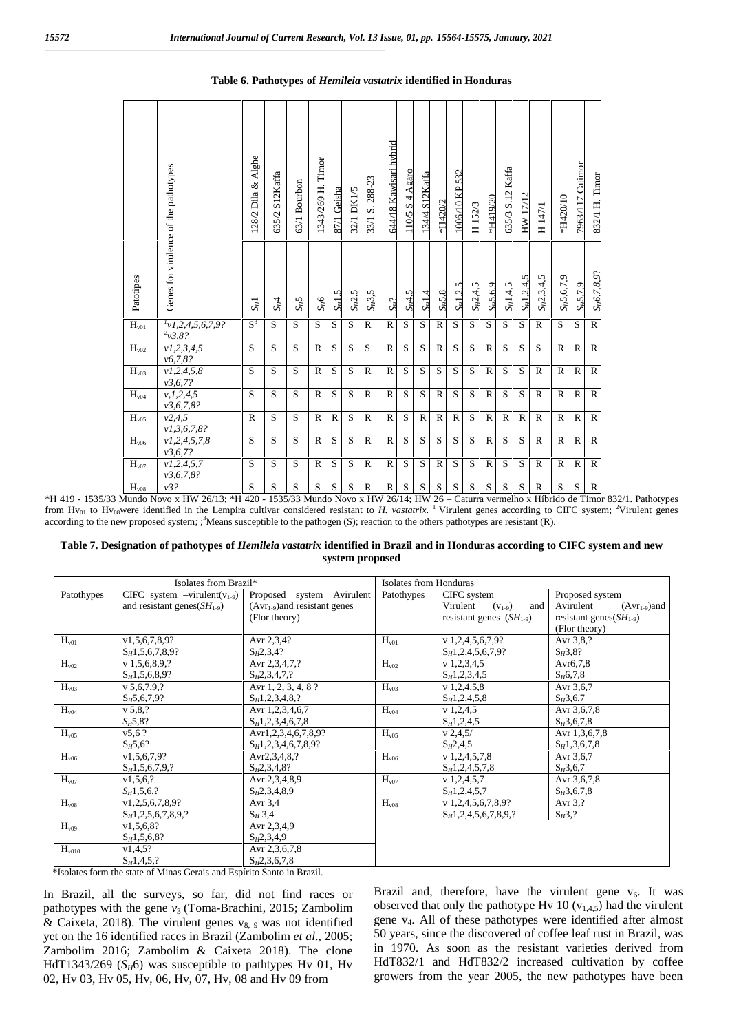**Table 6. Pathotypes of *Hemileia vastatrix* identified in Honduras**

| Patotipes | Genes for virulence of the pathotypes | 128/2 Dila & Alghe $S_H1$ | 635/2 S12Kaffa $S_H4$ | 63/1 Bourbon $S_H5$ | 1343/269 H. Timor $S_H6$ | 87/1 Geisha $S_H1,5$ | 32/1 DK1/5 $S_H2,5$ | 33/1 S. 288-23 $S_H3,5$ | 644/18 Kawisari hybrid $S_H?$ | 110/5 S 4 Agaro $S_H4,5$ | 134/4 S12Kaffa $S_H1,4$ | *H420/2 $S_H5,8$ | 1006/10 KP 532 $S_H1,2,5$ | H 152/3 $S_H2,4,5$ | *H419/20 $S_H5,6,9$ | 635/3 S.12 Kaffa $S_H1,4,5$ | HW 17/12 $S_H1,2,4,5$ | H 147/1 $S_H2,3,4,5$ | *H420/10 $S_H5,6,7,9$ | 7963/117 Catimor $S_H5,7,9$ | 832/1 H. Timor $S_H6,7,8,9?$ |
|---|---|---|---|---|---|---|---|---|---|---|---|---|---|---|---|---|---|---|---|---|---|
| $H_{v01}$ | [1]v1,2,4,5,6,7,9? [2]v3,8? | S[3] | S | S | S | S | S | R | R | S | S | R | S | S | S | S | S | R | S | S | R |
| $H_{v02}$ | v1,2,3,4,5 v6,7,8? | S | S | S | R | S | S | S | R | S | S | R | S | S | R | S | S | S | R | R | R |
| $H_{v03}$ | v1,2,4,5,8 v3,6,7? | S | S | S | R | S | S | R | R | S | S | S | S | S | R | S | S | R | R | R | R |
| $H_{v04}$ | v,1,2,4,5 v3,6,7,8? | S | S | S | R | S | S | R | R | S | S | R | S | S | R | S | S | R | R | R | R |
| $H_{v05}$ | v2,4,5 v1,3,6,7,8? | R | S | S | R | R | S | R | R | S | R | R | R | S | R | R | R | R | R | R | R |
| $H_{v06}$ | v1,2,4,5,7,8 v3,6,7? | S | S | S | R | S | S | R | R | S | S | S | S | S | R | S | S | R | R | R | R |
| $H_{v07}$ | v1,2,4,5,7 v3,6,7,8? | S | S | S | R | S | S | R | R | S | S | R | S | S | R | S | S | R | R | R | R |
| $H_{v08}$ | v3? | S | S | S | S | S | S | R | R | S | S | S | S | S | S | S | S | R | S | S | R |

*H 419 - 1535/33 Mundo Novo x HW 26/13; *H 420 - 1535/33 Mundo Novo x HW 26/14; HW 26 – Caturra vermelho x Híbrido de Timor 832/1. Pathotypes from $Hv_{01}$ to $Hv_{08}$were identified in the Lempira cultivar considered resistant to *H. vastatrix*. [1] Virulent genes according to CIFC system; [2]Virulent genes according to the new proposed system; ;[3]Means susceptible to the pathogen (S); reaction to the others pathotypes are resistant (R).

**Table 7. Designation of pathotypes of *Hemileia vastatrix* identified in Brazil and in Honduras according to CIFC system and new system proposed**

| Isolates from Brazil* | | | Isolates from Honduras | | |
|---|---|---|---|---|---|
| Patothypes | CIFC system –virulent($v_{1-9}$) and resistant genes($SH_{1-9}$) | Proposed system Avirulent ($Avr_{1-9}$)and resistant genes (Flor theory) | Patothypes | CIFC system Virulent ($v_{1-9}$) and resistant genes ($SH_{1-9}$) | Proposed system Avirulent ($Avr_{1-9}$)and resistant genes($SH_{1-9}$) (Flor theory) |
| $H_{v01}$ | v1,5,6,7,8,9? $S_H$1,5,6,7,8,9? | Avr 2,3,4? $S_H$2,3,4? | $H_{v01}$ | v 1,2,4,5,6,7,9? $S_H$1,2,4,5,6,7,9? | Avr 3,8,? $S_H$3,8? |
| $H_{v02}$ | v 1,5,6,8,9,? $S_H$1,5,6,8,9? | Avr 2,3,4,7,? $S_H$2,3,4,7,? | $H_{v02}$ | v 1,2,3,4,5 $S_H$1,2,3,4,5 | Avr6,7,8 $S_H$6,7,8 |
| $H_{v03}$ | v 5,6,7,9,? $S_H$5,6,7,9? | Avr 1, 2, 3, 4, 8 ? $S_H$1,2,3,4,8,? | $H_{v03}$ | v 1,2,4,5,8 $S_H$1,2,4,5,8 | Avr 3,6,7 $S_H$3,6,7 |
| $H_{v04}$ | v 5,8,? $S_H$5,8? | Avr 1,2,3,4,6,7 $S_H$1,2,3,4,6,7,8 | $H_{v04}$ | v 1,2,4,5 $S_H$1,2,4,5 | Avr 3,6,7,8 $S_H$3,6,7,8 |
| $H_{v05}$ | v5,6 ? $S_H$5,6? | Avr1,2,3,4,6,7,8,9? $S_H$1,2,3,4,6,7,8,9? | $H_{v05}$ | v 2,4,5/ $S_H$2,4,5 | Avr 1,3,6,7,8 $S_H$1,3,6,7,8 |
| $H_{v06}$ | v1,5,6,7,9? $S_H$1,5,6,7,9,? | Avr2,3,4,8,? $S_H$2,3,4,8? | $H_{v06}$ | v 1,2,4,5,7,8 $S_H$1,2,4,5,7,8 | Avr 3,6,7 $S_H$3,6,7 |
| $H_{v07}$ | v1,5,6,? $S_H$1,5,6,? | Avr 2,3,4,8,9 $S_H$2,3,4,8,9 | $H_{v07}$ | v 1,2,4,5,7 $S_H$1,2,4,5,7 | Avr 3,6,7,8 $S_H$3,6,7,8 |
| $H_{v08}$ | v1,2,5,6,7,8,9? $S_H$1,2,5,6,7,8,9,? | Avr 3,4 $S_H$ 3,4 | $H_{v08}$ | v 1,2,4,5,6,7,8,9? $S_H$1,2,4,5,6,7,8,9,? | Avr 3,? $S_H$3,? |
| $H_{v09}$ | v1,5,6,8? $S_H$1,5,6,8? | Avr 2,3,4,9 $S_H$2,3,4,9 | | | |
| $H_{v010}$ | v1,4,5? $S_H$1,4,5,? | Avr 2,3,6,7,8 $S_H$2,3,6,7,8 | | | |

*Isolates form the state of Minas Gerais and Espírito Santo in Brazil.

In Brazil, all the surveys, so far, did not find races or pathotypes with the gene $v_3$ (Toma-Brachini, 2015; Zambolim & Caixeta, 2018). The virulent genes $v_{8,\ 9}$ was not identified yet on the 16 identified races in Brazil (Zambolim *et al.*, 2005; Zambolim 2016; Zambolim & Caixeta 2018). The clone HdT1343/269 ($S_H6$) was susceptible to pathtypes Hv 01, Hv 02, Hv 03, Hv 05, Hv, 06, Hv, 07, Hv, 08 and Hv 09 from Brazil and, therefore, have the virulent gene $v_6$. It was observed that only the pathotype Hv 10 ($v_{1,4,5}$) had the virulent gene $v_4$. All of these pathotypes were identified after almost 50 years, since the discovered of coffee leaf rust in Brazil, was in 1970. As soon as the resistant varieties derived from HdT832/1 and HdT832/2 increased cultivation by coffee growers from the year 2005, the new pathotypes have been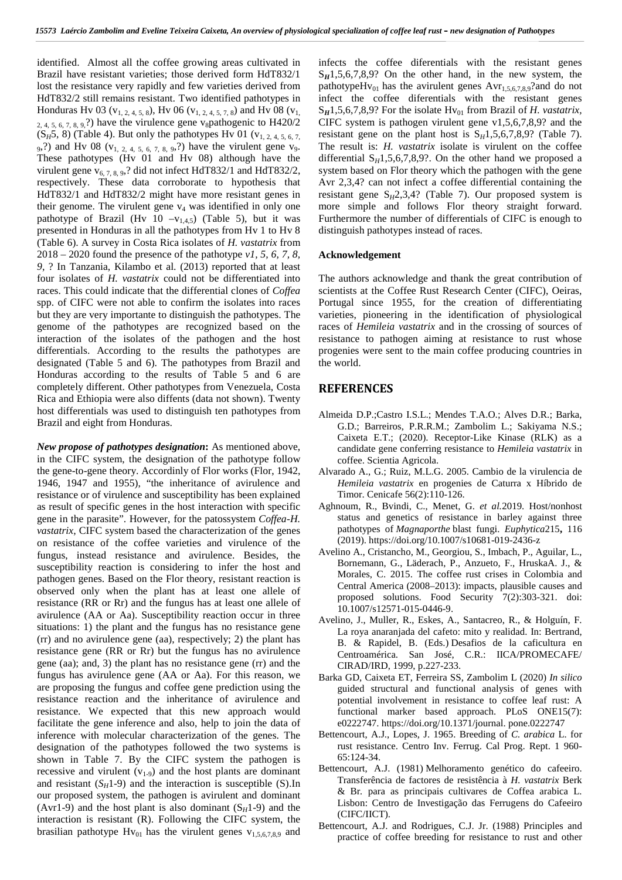identified. Almost all the coffee growing areas cultivated in Brazil have resistant varieties; those derived form HdT832/1 lost the resistance very rapidly and few varieties derived from HdT832/2 still remains resistant. Two identified pathotypes in Honduras Hv 03 ($v_{1, 2, 4, 5, 8}$), Hv 06 ($v_{1, 2, 4, 5, 7, 8}$) and Hv 08 ($v_{1, 2, 4, 5, 6, 7, 8, 9,}$?) have the virulence gene $v_8$pathogenic to H420/2 ($S_H$5, 8) (Table 4). But only the pathotypes Hv 01 ($v_{1, 2, 4, 5, 6, 7, 9,}$?) and Hv 08 ($v_{1, 2, 4, 5, 6, 7, 8, 9,}$?) have the virulent gene $v_9$. These pathotypes (Hv 01 and Hv 08) although have the virulent gene $v_{6, 7, 8, 9,}$? did not infect HdT832/1 and HdT832/2, respectively. These data corroborate to hypothesis that HdT832/1 and HdT832/2 might have more resistant genes in their genome. The virulent gene $v_4$ was identified in only one pathotype of Brazil (Hv 10 –$v_{1,4,5}$) (Table 5), but it was presented in Honduras in all the pathotypes from Hv 1 to Hv 8 (Table 6). A survey in Costa Rica isolates of *H. vastatrix* from 2018 – 2020 found the presence of the pathotype *v1, 5, 6, 7, 8, 9*, ? In Tanzania, Kilambo et al. (2013) reported that at least four isolates of *H. vastatrix* could not be differentiated into races. This could indicate that the differential clones of *Coffea* spp. of CIFC were not able to confirm the isolates into races but they are very importante to distinguish the pathotypes. The genome of the pathotypes are recognized based on the interaction of the isolates of the pathogen and the host differentials. According to the results the pathotypes are designated (Table 5 and 6). The pathotypes from Brazil and Honduras according to the results of Table 5 and 6 are completely different. Other pathotypes from Venezuela, Costa Rica and Ethiopia were also diffents (data not shown). Twenty host differentials was used to distinguish ten pathotypes from Brazil and eight from Honduras.

***New propose of pathotypes designation*:** As mentioned above, in the CIFC system, the designation of the pathotype follow the gene-to-gene theory. Accordinly of Flor works (Flor, 1942, 1946, 1947 and 1955), "the inheritance of avirulence and resistance or of virulence and susceptibility has been explained as result of specific genes in the host interaction with specific gene in the parasite". However, for the patossystem *Coffea-H. vastatrix*, CIFC system based the characterization of the genes on resistance of the coffee varieties and virulence of the fungus, instead resistance and avirulence. Besides, the susceptibility reaction is considering to infer the host and pathogen genes. Based on the Flor theory, resistant reaction is observed only when the plant has at least one allele of resistance (RR or Rr) and the fungus has at least one allele of avirulence (AA or Aa). Susceptibility reaction occur in three situations: 1) the plant and the fungus has no resistance gene (rr) and no avirulence gene (aa), respectively; 2) the plant has resistance gene (RR or Rr) but the fungus has no avirulence gene (aa); and, 3) the plant has no resistance gene (rr) and the fungus has avirulence gene (AA or Aa). For this reason, we are proposing the fungus and coffee gene prediction using the resistance reaction and the inheritance of avirulence and resistance. We expected that this new approach would facilitate the gene inference and also, help to join the data of inference with molecular characterization of the genes. The designation of the pathotypes followed the two systems is shown in Table 7. By the CIFC system the pathogen is recessive and virulent ($v_{1\text{-}9}$) and the host plants are dominant and resistant ($S_H$1-9) and the interaction is susceptible (S).In our proposed system, the pathogen is avirulent and dominant (Avr1-9) and the host plant is also dominant ($S_H$1-9) and the interaction is resistant (R). Following the CIFC system, the brasilian pathotype $Hv_{01}$ has the virulent genes $v_{1,5,6,7,8,9}$ and infects the coffee diferentials with the resistant genes $S_H$1,5,6,7,8,9? On the other hand, in the new system, the pathotype$Hv_{01}$ has the avirulent genes $Avr_{1,5,6,7,8,9}$?and do not infect the coffee diferentials with the resistant genes $S_H$1,5,6,7,8,9? For the isolate $Hv_{01}$ from Brazil of *H. vastatrix*, CIFC system is pathogen virulent gene v1,5,6,7,8,9? and the resistant gene on the plant host is $S_H$1,5,6,7,8,9? (Table 7). The result is: *H. vastatrix* isolate is virulent on the coffee differential $S_H$1,5,6,7,8,9?. On the other hand we proposed a system based on Flor theory which the pathogen with the gene Avr 2,3,4? can not infect a coffee differential containing the resistant gene $S_H$2,3,4? (Table 7). Our proposed system is more simple and follows Flor theory straight forward. Furthermore the number of differentials of CIFC is enough to distinguish pathotypes instead of races.

**Acknowledgement**

The authors acknowledge and thank the great contribution of scientists at the Coffee Rust Research Center (CIFC), Oeiras, Portugal since 1955, for the creation of differentiating varieties, pioneering in the identification of physiological races of *Hemileia vastatrix* and in the crossing of sources of resistance to pathogen aiming at resistance to rust whose progenies were sent to the main coffee producing countries in the world.

## REFERENCES

- Almeida D.P.;Castro I.S.L.; Mendes T.A.O.; Alves D.R.; Barka, G.D.; Barreiros, P.R.R.M.; Zambolim L.; Sakiyama N.S.; Caixeta E.T.; (2020). Receptor-Like Kinase (RLK) as a candidate gene conferring resistance to *Hemileia vastatrix* in coffee. Scientia Agricola.
- Alvarado A., G.; Ruiz, M.L.G. 2005. Cambio de la virulencia de *Hemileia vastatrix* en progenies de Caturra x Híbrido de Timor. Cenicafe 56(2):110-126.
- Aghnoum, R., Bvindi, C., Menet, G. *et al.*2019. Host/nonhost status and genetics of resistance in barley against three pathotypes of *Magnaporthe* blast fungi. *Euphytica*215**,** 116 (2019). https://doi.org/10.1007/s10681-019-2436-z
- Avelino A., Cristancho, M., Georgiou, S., Imbach, P., Aguilar, L., Bornemann, G., Läderach, P., Anzueto, F., HruskaA. J., & Morales, C. 2015. The coffee rust crises in Colombia and Central America (2008–2013): impacts, plausible causes and proposed solutions. Food Security 7(2):303-321. doi: 10.1007/s12571-015-0446-9.
- Avelino, J., Muller, R., Eskes, A., Santacreo, R., & Holguín, F. La roya anaranjada del cafeto: mito y realidad. In: Bertrand, B. & Rapidel, B. (Eds.) Desafios de la caficultura en Centroamérica. San José, C.R.: IICA/PROMECAFE/ CIRAD/IRD, 1999, p.227-233.
- Barka GD, Caixeta ET, Ferreira SS, Zambolim L (2020) *In silico* guided structural and functional analysis of genes with potential involvement in resistance to coffee leaf rust: A functional marker based approach. PLoS ONE15(7): e0222747. https://doi.org/10.1371/journal. pone.0222747
- Bettencourt, A.J., Lopes, J. 1965. Breeding of *C. arabica* L. for rust resistance. Centro Inv. Ferrug. Cal Prog. Rept. 1 960-65:124-34.
- Bettencourt, A.J. (1981) Melhoramento genético do cafeeiro. Transferência de factores de resistência à *H. vastatrix* Berk & Br. para as principais cultivares de Coffea arabica L. Lisbon: Centro de Investigação das Ferrugens do Cafeeiro (CIFC/IICT).
- Bettencourt, A.J. and Rodrigues, C.J. Jr. (1988) Principles and practice of coffee breeding for resistance to rust and other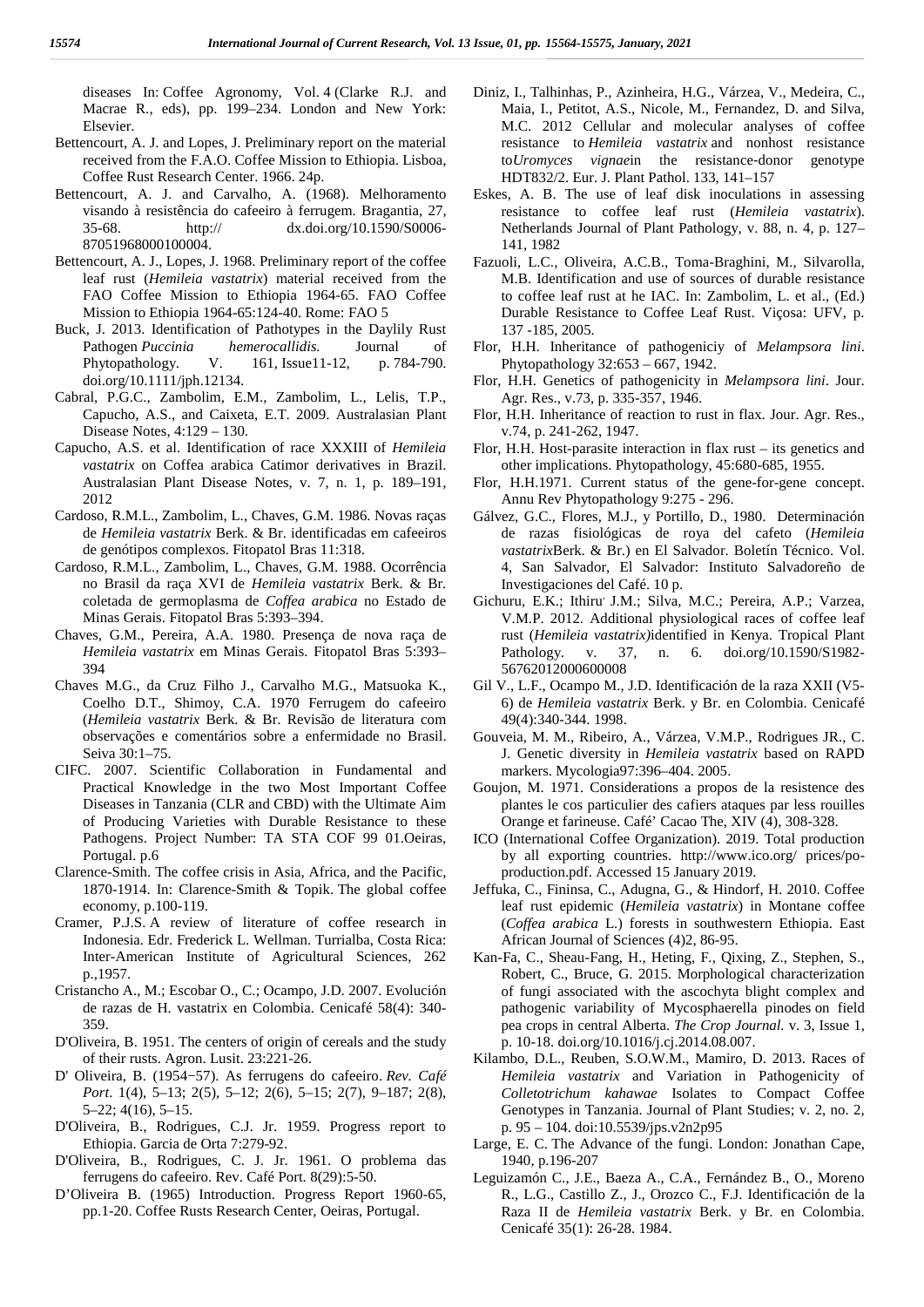diseases In: Coffee Agronomy, Vol. 4 (Clarke R.J. and Macrae R., eds), pp. 199–234. London and New York: Elsevier.

Bettencourt, A. J. and Lopes, J. Preliminary report on the material received from the F.A.O. Coffee Mission to Ethiopia. Lisboa, Coffee Rust Research Center. 1966. 24p.

Bettencourt, A. J. and Carvalho, A. (1968). Melhoramento visando à resistência do cafeeiro à ferrugem. Bragantia, 27, 35-68. http:// dx.doi.org/10.1590/S0006-87051968000100004.

Bettencourt, A. J., Lopes, J. 1968. Preliminary report of the coffee leaf rust (*Hemileia vastatrix*) material received from the FAO Coffee Mission to Ethiopia 1964-65. FAO Coffee Mission to Ethiopia 1964-65:124-40. Rome: FAO 5

Buck, J. 2013. Identification of Pathotypes in the Daylily Rust Pathogen *Puccinia hemerocallidis.* Journal of Phytopathology. V. 161, Issue11-12, p. 784-790. doi.org/10.1111/jph.12134.

Cabral, P.G.C., Zambolim, E.M., Zambolim, L., Lelis, T.P., Capucho, A.S., and Caixeta, E.T. 2009. Australasian Plant Disease Notes, 4:129 – 130.

Capucho, A.S. et al. Identification of race XXXIII of *Hemileia vastatrix* on Coffea arabica Catimor derivatives in Brazil. Australasian Plant Disease Notes, v. 7, n. 1, p. 189–191, 2012

Cardoso, R.M.L., Zambolim, L., Chaves, G.M. 1986. Novas raças de *Hemileia vastatrix* Berk. & Br. identificadas em cafeeiros de genótipos complexos. Fitopatol Bras 11:318.

Cardoso, R.M.L., Zambolim, L., Chaves, G.M. 1988. Ocorrência no Brasil da raça XVI de *Hemileia vastatrix* Berk. & Br. coletada de germoplasma de *Coffea arabica* no Estado de Minas Gerais. Fitopatol Bras 5:393–394.

Chaves, G.M., Pereira, A.A. 1980. Presença de nova raça de *Hemileia vastatrix* em Minas Gerais. Fitopatol Bras 5:393–394

Chaves M.G., da Cruz Filho J., Carvalho M.G., Matsuoka K., Coelho D.T., Shimoy, C.A. 1970 Ferrugem do cafeeiro (*Hemileia vastatrix* Berk. & Br. Revisão de literatura com observações e comentários sobre a enfermidade no Brasil. Seiva 30:1–75.

CIFC. 2007. Scientific Collaboration in Fundamental and Practical Knowledge in the two Most Important Coffee Diseases in Tanzania (CLR and CBD) with the Ultimate Aim of Producing Varieties with Durable Resistance to these Pathogens. Project Number: TA STA COF 99 01.Oeiras, Portugal. p.6

Clarence-Smith. The coffee crisis in Asia, Africa, and the Pacific, 1870-1914. In: Clarence-Smith & Topik. The global coffee economy, p.100-119.

Cramer, P.J.S. A review of literature of coffee research in Indonesia. Edr. Frederick L. Wellman. Turrialba, Costa Rica: Inter-American Institute of Agricultural Sciences, 262 p.,1957.

Cristancho A., M.; Escobar O., C.; Ocampo, J.D. 2007. Evolución de razas de H. vastatrix en Colombia. Cenicafé 58(4): 340-359.

D'Oliveira, B. 1951. The centers of origin of cereals and the study of their rusts. Agron. Lusit. 23:221-26.

D' Oliveira, B. (1954−57). As ferrugens do cafeeiro. *Rev. Café Port*. 1(4), 5–13; 2(5), 5–12; 2(6), 5–15; 2(7), 9–187; 2(8), 5–22; 4(16), 5–15.

D'Oliveira, B., Rodrigues, C.J. Jr. 1959. Progress report to Ethiopia. Garcia de Orta 7:279-92.

D'Oliveira, B., Rodrigues, C. J. Jr. 1961. O problema das ferrugens do cafeeiro. Rev. Café Port. 8(29):5-50.

D'Oliveira B. (1965) Introduction. Progress Report 1960-65, pp.1-20. Coffee Rusts Research Center, Oeiras, Portugal.

Diniz, I., Talhinhas, P., Azinheira, H.G., Várzea, V., Medeira, C., Maia, I., Petitot, A.S., Nicole, M., Fernandez, D. and Silva, M.C. 2012 Cellular and molecular analyses of coffee resistance to *Hemileia vastatrix* and nonhost resistance to*Uromyces vignae*in the resistance-donor genotype HDT832/2. Eur. J. Plant Pathol. 133, 141–157

Eskes, A. B. The use of leaf disk inoculations in assessing resistance to coffee leaf rust (*Hemileia vastatrix*). Netherlands Journal of Plant Pathology, v. 88, n. 4, p. 127–141, 1982

Fazuoli, L.C., Oliveira, A.C.B., Toma-Braghini, M., Silvarolla, M.B. Identification and use of sources of durable resistance to coffee leaf rust at he IAC. In: Zambolim, L. et al., (Ed.) Durable Resistance to Coffee Leaf Rust. Viçosa: UFV, p. 137 -185, 2005.

Flor, H.H. Inheritance of pathogeniciy of *Melampsora lini*. Phytopathology 32:653 – 667, 1942.

Flor, H.H. Genetics of pathogenicity in *Melampsora lini*. Jour. Agr. Res., v.73, p. 335-357, 1946.

Flor, H.H. Inheritance of reaction to rust in flax. Jour. Agr. Res., v.74, p. 241-262, 1947.

Flor, H.H. Host-parasite interaction in flax rust – its genetics and other implications. Phytopathology, 45:680-685, 1955.

Flor, H.H.1971. Current status of the gene-for-gene concept. Annu Rev Phytopathology 9:275 - 296.

Gálvez, G.C., Flores, M.J., y Portillo, D., 1980. Determinación de razas fisiológicas de roya del cafeto (*Hemileia vastatrix*Berk. & Br.) en El Salvador. Boletín Técnico. Vol. 4, San Salvador, El Salvador: Instituto Salvadoreño de Investigaciones del Café. 10 p.

Gichuru, E.K.; Ithiru' J.M.; Silva, M.C.; Pereira, A.P.; Varzea, V.M.P. 2012. Additional physiological races of coffee leaf rust (*Hemileia vastatrix)*identified in Kenya. Tropical Plant Pathology. v. 37, n. 6. doi.org/10.1590/S1982-56762012000600008

Gil V., L.F., Ocampo M., J.D. Identificación de la raza XXII (V5-6) de *Hemileia vastatrix* Berk. y Br. en Colombia. Cenicafé 49(4):340-344. 1998.

Gouveia, M. M., Ribeiro, A., Várzea, V.M.P., Rodrigues JR., C. J. Genetic diversity in *Hemileia vastatrix* based on RAPD markers. Mycologia97:396–404. 2005.

Goujon, M. 1971. Considerations a propos de la resistence des plantes le cos particulier des cafiers ataques par less rouilles Orange et farineuse. Café' Cacao The, XIV (4), 308-328.

ICO (International Coffee Organization). 2019. Total production by all exporting countries. http://www.ico.org/ prices/po-production.pdf. Accessed 15 January 2019.

Jeffuka, C., Fininsa, C., Adugna, G., & Hindorf, H. 2010. Coffee leaf rust epidemic (*Hemileia vastatrix*) in Montane coffee (*Coffea arabica* L.) forests in southwestern Ethiopia. East African Journal of Sciences (4)2, 86-95.

Kan-Fa, C., Sheau-Fang, H., Heting, F., Qixing, Z., Stephen, S., Robert, C., Bruce, G. 2015. Morphological characterization of fungi associated with the ascochyta blight complex and pathogenic variability of Mycosphaerella pinodes on field pea crops in central Alberta. *The Crop Journal.* v. 3, Issue 1, p. 10-18. doi.org/10.1016/j.cj.2014.08.007.

Kilambo, D.L., Reuben, S.O.W.M., Mamiro, D. 2013. Races of *Hemileia vastatrix* and Variation in Pathogenicity of *Colletotrichum kahawae* Isolates to Compact Coffee Genotypes in Tanzania. Journal of Plant Studies; v. 2, no. 2, p. 95 – 104. doi:10.5539/jps.v2n2p95

Large, E. C. The Advance of the fungi. London: Jonathan Cape, 1940, p.196-207

Leguizamón C., J.E., Baeza A., C.A., Fernández B., O., Moreno R., L.G., Castillo Z., J., Orozco C., F.J. Identificación de la Raza II de *Hemileia vastatrix* Berk. y Br. en Colombia. Cenicafé 35(1): 26-28. 1984.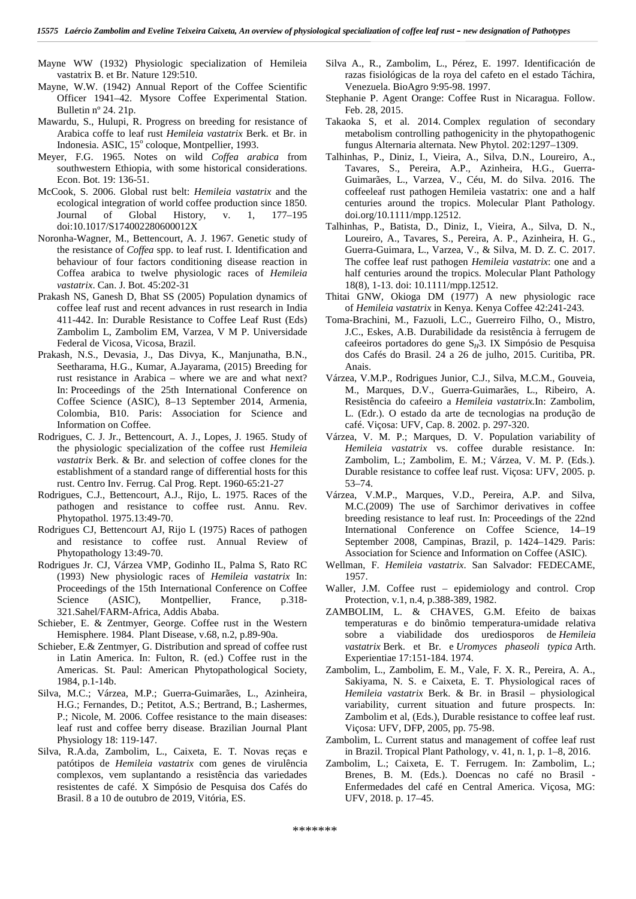Mayne WW (1932) Physiologic specialization of Hemileia vastatrix B. et Br. Nature 129:510.

Mayne, W.W. (1942) Annual Report of the Coffee Scientific Officer 1941–42. Mysore Coffee Experimental Station. Bulletin nº 24. 21p.

Mawardu, S., Hulupi, R. Progress on breeding for resistance of Arabica coffe to leaf rust *Hemileia vastatrix* Berk. et Br. in Indonesia. ASIC, 15º coloque, Montpellier, 1993.

Meyer, F.G. 1965. Notes on wild *Coffea arabica* from southwestern Ethiopia, with some historical considerations. Econ. Bot. 19: 136-51.

McCook, S. 2006. Global rust belt: *Hemileia vastatrix* and the ecological integration of world coffee production since 1850. Journal of Global History, v. 1, 177–195 doi:10.1017/S174002280600012X

Noronha-Wagner, M., Bettencourt, A. J. 1967. Genetic study of the resistance of *Coffea* spp. to leaf rust. I. Identification and behaviour of four factors conditioning disease reaction in Coffea arabica to twelve physiologic races of *Hemileia vastatrix*. Can. J. Bot. 45:202-31

Prakash NS, Ganesh D, Bhat SS (2005) Population dynamics of coffee leaf rust and recent advances in rust research in India 411-442. In: Durable Resistance to Coffee Leaf Rust (Eds) Zambolim L, Zambolim EM, Varzea, V M P. Universidade Federal de Vicosa, Vicosa, Brazil.

Prakash, N.S., Devasia, J., Das Divya, K., Manjunatha, B.N., Seetharama, H.G., Kumar, A.Jayarama, (2015) Breeding for rust resistance in Arabica – where we are and what next? In: Proceedings of the 25th International Conference on Coffee Science (ASIC), 8–13 September 2014, Armenia, Colombia, B10. Paris: Association for Science and Information on Coffee.

Rodrigues, C. J. Jr., Bettencourt, A. J., Lopes, J. 1965. Study of the physiologic specialization of the coffee rust *Hemileia vastatrix* Berk. & Br. and selection of coffee clones for the establishment of a standard range of differential hosts for this rust. Centro Inv. Ferrug. Cal Prog. Rept. 1960-65:21-27

Rodrigues, C.J., Bettencourt, A.J., Rijo, L. 1975. Races of the pathogen and resistance to coffee rust. Annu. Rev. Phytopathol. 1975.13:49-70.

Rodrigues CJ, Bettencourt AJ, Rijo L (1975) Races of pathogen and resistance to coffee rust. Annual Review of Phytopathology 13:49-70.

Rodrigues Jr. CJ, Várzea VMP, Godinho IL, Palma S, Rato RC (1993) New physiologic races of *Hemileia vastatrix* In: Proceedings of the 15th International Conference on Coffee Science (ASIC), Montpellier, France, p.318-321.Sahel/FARM-Africa, Addis Ababa.

Schieber, E. & Zentmyer, George. Coffee rust in the Western Hemisphere. 1984. Plant Disease, v.68, n.2, p.89-90a.

Schieber, E.& Zentmyer, G. Distribution and spread of coffee rust in Latin America. In: Fulton, R. (ed.) Coffee rust in the Americas. St. Paul: American Phytopathological Society, 1984, p.1-14b.

Silva, M.C.; Várzea, M.P.; Guerra-Guimarães, L., Azinheira, H.G.; Fernandes, D.; Petitot, A.S.; Bertrand, B.; Lashermes, P.; Nicole, M. 2006. Coffee resistance to the main diseases: leaf rust and coffee berry disease. Brazilian Journal Plant Physiology 18: 119-147.

Silva, R.A.da, Zambolim, L., Caixeta, E. T. Novas reças e patótipos de *Hemileia vastatrix* com genes de virulência complexos, vem suplantando a resistência das variedades resistentes de café. X Simpósio de Pesquisa dos Cafés do Brasil. 8 a 10 de outubro de 2019, Vitória, ES.

Silva A., R., Zambolim, L., Pérez, E. 1997. Identificación de razas fisiológicas de la roya del cafeto en el estado Táchira, Venezuela. BioAgro 9:95-98. 1997.

Stephanie P. Agent Orange: Coffee Rust in Nicaragua. Follow. Feb. 28, 2015.

Takaoka S, et al. 2014. Complex regulation of secondary metabolism controlling pathogenicity in the phytopathogenic fungus Alternaria alternata. New Phytol. 202:1297–1309.

Talhinhas, P., Diniz, I., Vieira, A., Silva, D.N., Loureiro, A., Tavares, S., Pereira, A.P., Azinheira, H.G., Guerra-Guimarães, L., Varzea, V., Céu, M. do Silva. 2016. The coffeeleaf rust pathogen Hemileia vastatrix: one and a half centuries around the tropics. Molecular Plant Pathology. doi.org/10.1111/mpp.12512.

Talhinhas, P., Batista, D., Diniz, I., Vieira, A., Silva, D. N., Loureiro, A., Tavares, S., Pereira, A. P., Azinheira, H. G., Guerra-Guimara, L., Varzea, V., & Silva, M. D. Z. C. 2017. The coffee leaf rust pathogen *Hemileia vastatrix*: one and a half centuries around the tropics. Molecular Plant Pathology 18(8), 1-13. doi: 10.1111/mpp.12512.

Thitai GNW, Okioga DM (1977) A new physiologic race of *Hemileia vastatrix* in Kenya. Kenya Coffee 42:241-243.

Toma-Brachini, M., Fazuoli, L.C., Guerreiro Filho, O., Mistro, J.C., Eskes, A.B. Durabilidade da resistência à ferrugem de cafeeiros portadores do gene $S_H3$. IX Simpósio de Pesquisa dos Cafés do Brasil. 24 a 26 de julho, 2015. Curitiba, PR. Anais.

Várzea, V.M.P., Rodrigues Junior, C.J., Silva, M.C.M., Gouveia, M., Marques, D.V., Guerra-Guimarães, L., Ribeiro, A. Resistência do cafeeiro a *Hemileia vastatrix*.In: Zambolim, L. (Edr.). O estado da arte de tecnologias na produção de café. Viçosa: UFV, Cap. 8. 2002. p. 297-320.

Várzea, V. M. P.; Marques, D. V. Population variability of *Hemileia vastatrix* vs. coffee durable resistance. In: Zambolim, L.; Zambolim, E. M.; Várzea, V. M. P. (Eds.). Durable resistance to coffee leaf rust. Viçosa: UFV, 2005. p. 53–74.

Várzea, V.M.P., Marques, V.D., Pereira, A.P. and Silva, M.C.(2009) The use of Sarchimor derivatives in coffee breeding resistance to leaf rust. In: Proceedings of the 22nd International Conference on Coffee Science, 14–19 September 2008, Campinas, Brazil, p. 1424–1429. Paris: Association for Science and Information on Coffee (ASIC).

Wellman, F. *Hemileia vastatrix*. San Salvador: FEDECAME, 1957.

Waller, J.M. Coffee rust – epidemiology and control. Crop Protection, v.1, n.4, p.388-389, 1982.

ZAMBOLIM, L. & CHAVES, G.M. Efeito de baixas temperaturas e do binômio temperatura-umidade relativa sobre a viabilidade dos urediosporos de *Hemileia vastatrix* Berk. et Br. e *Uromyces phaseoli typica* Arth. Experientiae 17:151-184. 1974.

Zambolim, L., Zambolim, E. M., Vale, F. X. R., Pereira, A. A., Sakiyama, N. S. e Caixeta, E. T. Physiological races of *Hemileia vastatrix* Berk. & Br. in Brasil – physiological variability, current situation and future prospects. In: Zambolim et al, (Eds.), Durable resistance to coffee leaf rust. Viçosa: UFV, DFP, 2005, pp. 75-98.

Zambolim, L. Current status and management of coffee leaf rust in Brazil. Tropical Plant Pathology, v. 41, n. 1, p. 1–8, 2016.

Zambolim, L.; Caixeta, E. T. Ferrugem. In: Zambolim, L.; Brenes, B. M. (Eds.). Doencas no café no Brasil - Enfermedades del café en Central America. Viçosa, MG: UFV, 2018. p. 17–45.

\*\*\*\*\*\*\*